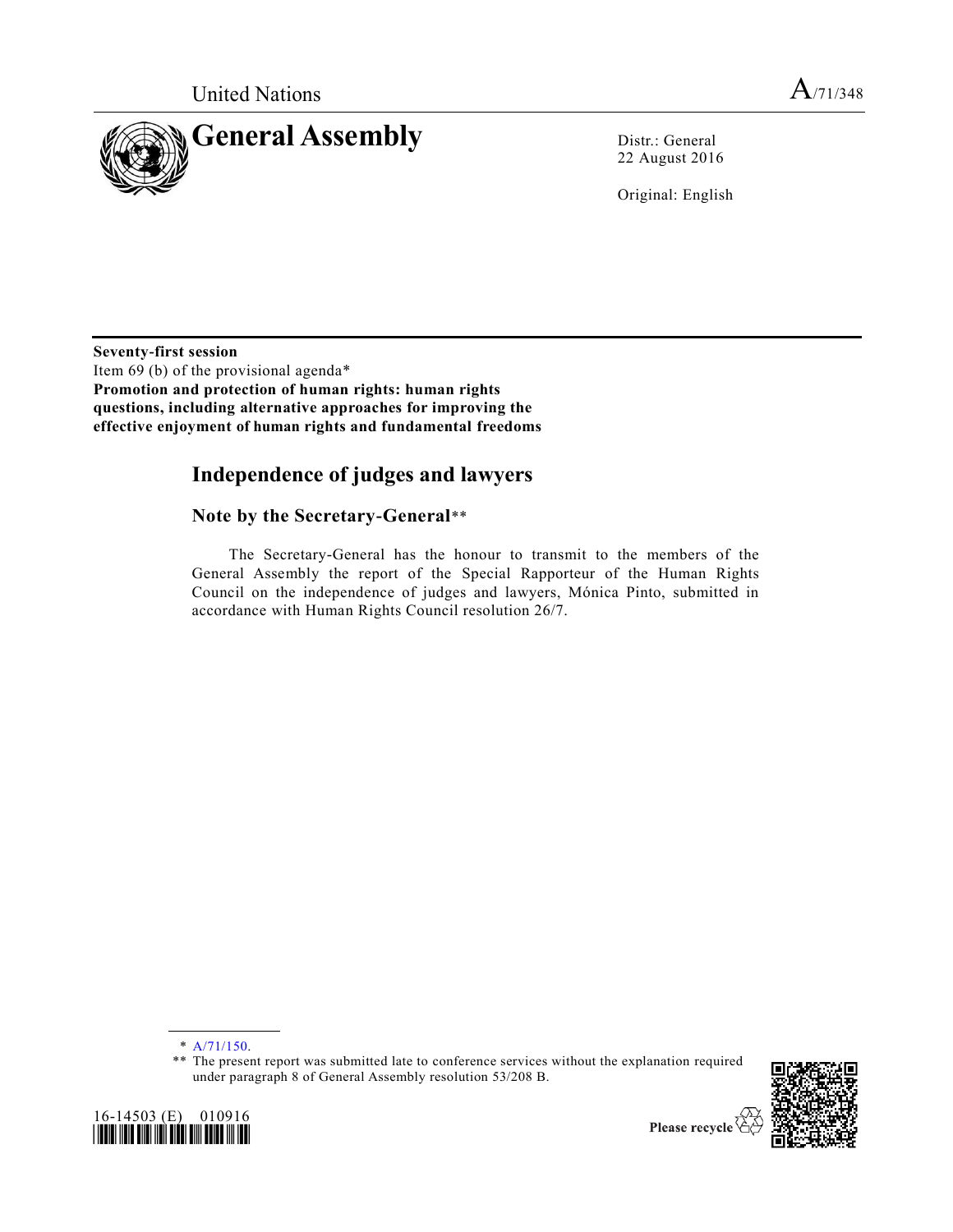United Nations

A/71/348

# General Assembly

Distr.: General
22 August 2016

Original: English

**Seventy-first session**
Item 69 (b) of the provisional agenda*
**Promotion and protection of human rights: human rights questions, including alternative approaches for improving the effective enjoyment of human rights and fundamental freedoms**

## Independence of judges and lawyers

### Note by the Secretary-General**

The Secretary-General has the honour to transmit to the members of the General Assembly the report of the Special Rapporteur of the Human Rights Council on the independence of judges and lawyers, Mónica Pinto, submitted in accordance with Human Rights Council resolution 26/7.

---

\* A/71/150.

\*\* The present report was submitted late to conference services without the explanation required under paragraph 8 of General Assembly resolution 53/208 B.

16-14503 (E) 010916

Please recycle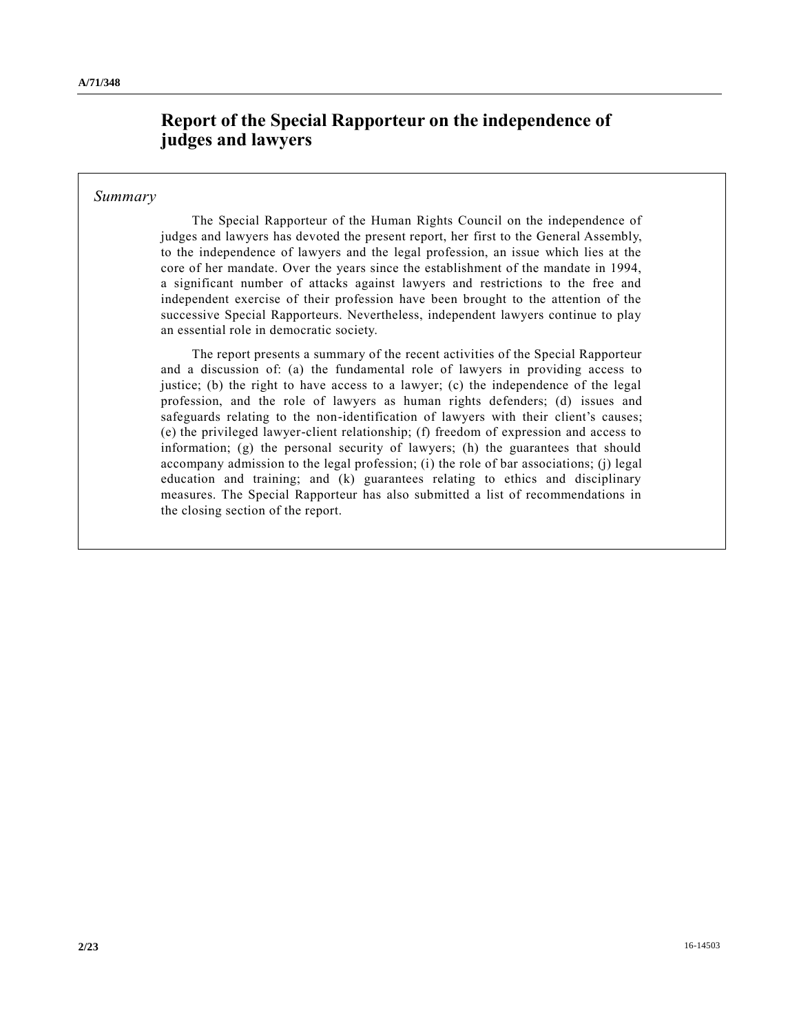# Report of the Special Rapporteur on the independence of judges and lawyers

*Summary*

The Special Rapporteur of the Human Rights Council on the independence of judges and lawyers has devoted the present report, her first to the General Assembly, to the independence of lawyers and the legal profession, an issue which lies at the core of her mandate. Over the years since the establishment of the mandate in 1994, a significant number of attacks against lawyers and restrictions to the free and independent exercise of their profession have been brought to the attention of the successive Special Rapporteurs. Nevertheless, independent lawyers continue to play an essential role in democratic society.

The report presents a summary of the recent activities of the Special Rapporteur and a discussion of: (a) the fundamental role of lawyers in providing access to justice; (b) the right to have access to a lawyer; (c) the independence of the legal profession, and the role of lawyers as human rights defenders; (d) issues and safeguards relating to the non-identification of lawyers with their client's causes; (e) the privileged lawyer-client relationship; (f) freedom of expression and access to information; (g) the personal security of lawyers; (h) the guarantees that should accompany admission to the legal profession; (i) the role of bar associations; (j) legal education and training; and (k) guarantees relating to ethics and disciplinary measures. The Special Rapporteur has also submitted a list of recommendations in the closing section of the report.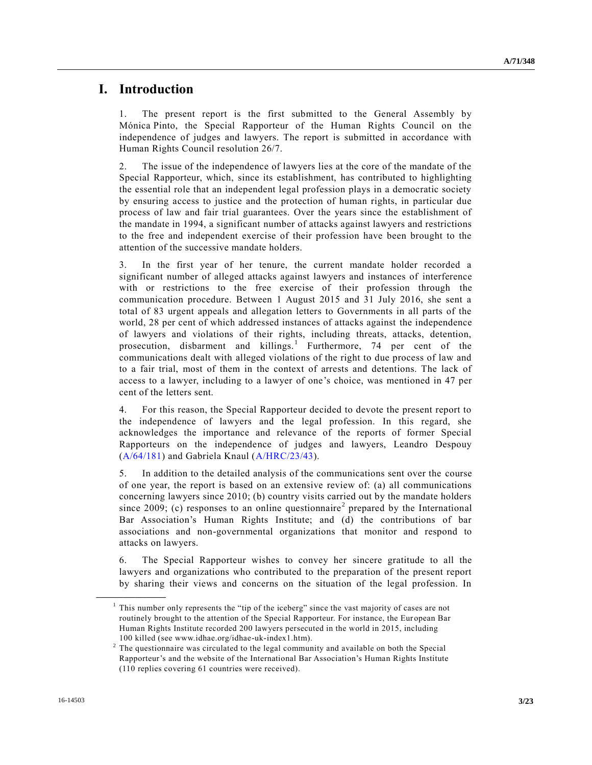# I. Introduction

1. The present report is the first submitted to the General Assembly by Mónica Pinto, the Special Rapporteur of the Human Rights Council on the independence of judges and lawyers. The report is submitted in accordance with Human Rights Council resolution 26/7.

2. The issue of the independence of lawyers lies at the core of the mandate of the Special Rapporteur, which, since its establishment, has contributed to highlighting the essential role that an independent legal profession plays in a democratic society by ensuring access to justice and the protection of human rights, in particular due process of law and fair trial guarantees. Over the years since the establishment of the mandate in 1994, a significant number of attacks against lawyers and restrictions to the free and independent exercise of their profession have been brought to the attention of the successive mandate holders.

3. In the first year of her tenure, the current mandate holder recorded a significant number of alleged attacks against lawyers and instances of interference with or restrictions to the free exercise of their profession through the communication procedure. Between 1 August 2015 and 31 July 2016, she sent a total of 83 urgent appeals and allegation letters to Governments in all parts of the world, 28 per cent of which addressed instances of attacks against the independence of lawyers and violations of their rights, including threats, attacks, detention, prosecution, disbarment and killings.[1] Furthermore, 74 per cent of the communications dealt with alleged violations of the right to due process of law and to a fair trial, most of them in the context of arrests and detentions. The lack of access to a lawyer, including to a lawyer of one's choice, was mentioned in 47 per cent of the letters sent.

4. For this reason, the Special Rapporteur decided to devote the present report to the independence of lawyers and the legal profession. In this regard, she acknowledges the importance and relevance of the reports of former Special Rapporteurs on the independence of judges and lawyers, Leandro Despouy (A/64/181) and Gabriela Knaul (A/HRC/23/43).

5. In addition to the detailed analysis of the communications sent over the course of one year, the report is based on an extensive review of: (a) all communications concerning lawyers since 2010; (b) country visits carried out by the mandate holders since 2009; (c) responses to an online questionnaire[2] prepared by the International Bar Association's Human Rights Institute; and (d) the contributions of bar associations and non-governmental organizations that monitor and respond to attacks on lawyers.

6. The Special Rapporteur wishes to convey her sincere gratitude to all the lawyers and organizations who contributed to the preparation of the present report by sharing their views and concerns on the situation of the legal profession. In

---

[1] This number only represents the "tip of the iceberg" since the vast majority of cases are not routinely brought to the attention of the Special Rapporteur. For instance, the European Bar Human Rights Institute recorded 200 lawyers persecuted in the world in 2015, including 100 killed (see www.idhae.org/idhae-uk-index1.htm).

[2] The questionnaire was circulated to the legal community and available on both the Special Rapporteur's and the website of the International Bar Association's Human Rights Institute (110 replies covering 61 countries were received).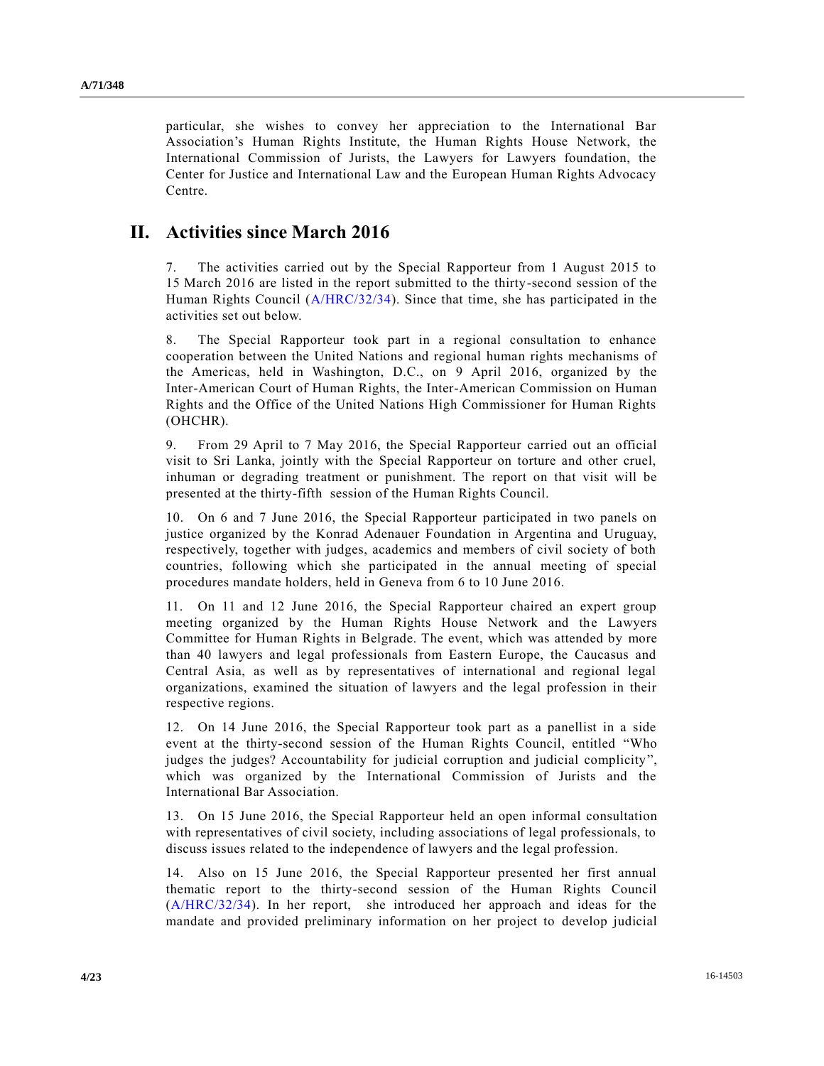particular, she wishes to convey her appreciation to the International Bar Association's Human Rights Institute, the Human Rights House Network, the International Commission of Jurists, the Lawyers for Lawyers foundation, the Center for Justice and International Law and the European Human Rights Advocacy Centre.

## II. Activities since March 2016

7. The activities carried out by the Special Rapporteur from 1 August 2015 to 15 March 2016 are listed in the report submitted to the thirty-second session of the Human Rights Council (A/HRC/32/34). Since that time, she has participated in the activities set out below.

8. The Special Rapporteur took part in a regional consultation to enhance cooperation between the United Nations and regional human rights mechanisms of the Americas, held in Washington, D.C., on 9 April 2016, organized by the Inter-American Court of Human Rights, the Inter-American Commission on Human Rights and the Office of the United Nations High Commissioner for Human Rights (OHCHR).

9. From 29 April to 7 May 2016, the Special Rapporteur carried out an official visit to Sri Lanka, jointly with the Special Rapporteur on torture and other cruel, inhuman or degrading treatment or punishment. The report on that visit will be presented at the thirty-fifth session of the Human Rights Council.

10. On 6 and 7 June 2016, the Special Rapporteur participated in two panels on justice organized by the Konrad Adenauer Foundation in Argentina and Uruguay, respectively, together with judges, academics and members of civil society of both countries, following which she participated in the annual meeting of special procedures mandate holders, held in Geneva from 6 to 10 June 2016.

11. On 11 and 12 June 2016, the Special Rapporteur chaired an expert group meeting organized by the Human Rights House Network and the Lawyers Committee for Human Rights in Belgrade. The event, which was attended by more than 40 lawyers and legal professionals from Eastern Europe, the Caucasus and Central Asia, as well as by representatives of international and regional legal organizations, examined the situation of lawyers and the legal profession in their respective regions.

12. On 14 June 2016, the Special Rapporteur took part as a panellist in a side event at the thirty-second session of the Human Rights Council, entitled "Who judges the judges? Accountability for judicial corruption and judicial complicity", which was organized by the International Commission of Jurists and the International Bar Association.

13. On 15 June 2016, the Special Rapporteur held an open informal consultation with representatives of civil society, including associations of legal professionals, to discuss issues related to the independence of lawyers and the legal profession.

14. Also on 15 June 2016, the Special Rapporteur presented her first annual thematic report to the thirty-second session of the Human Rights Council (A/HRC/32/34). In her report, she introduced her approach and ideas for the mandate and provided preliminary information on her project to develop judicial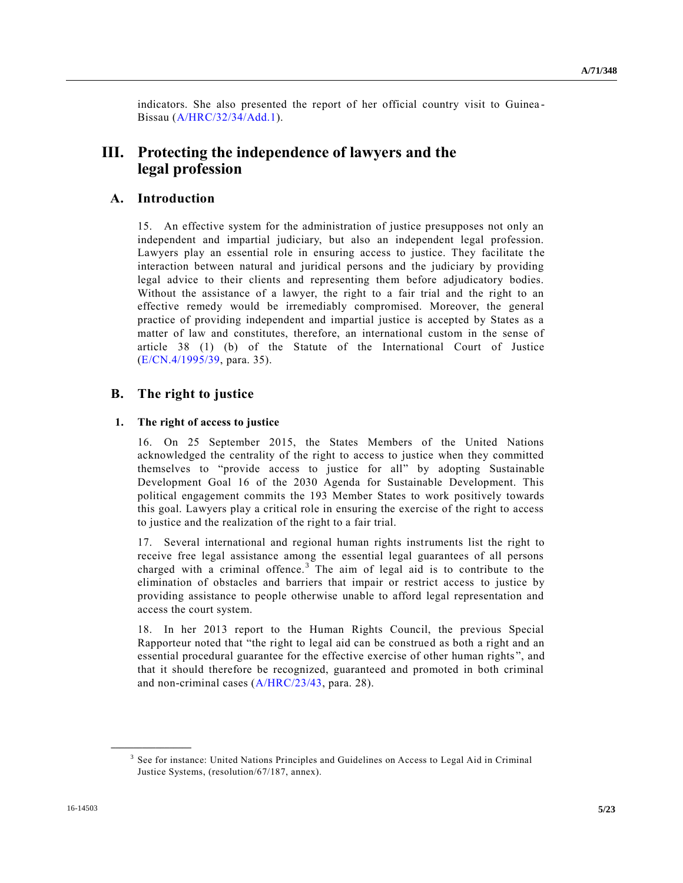indicators. She also presented the report of her official country visit to Guinea-Bissau (A/HRC/32/34/Add.1).

# III. Protecting the independence of lawyers and the legal profession

## A. Introduction

15. An effective system for the administration of justice presupposes not only an independent and impartial judiciary, but also an independent legal profession. Lawyers play an essential role in ensuring access to justice. They facilitate the interaction between natural and juridical persons and the judiciary by providing legal advice to their clients and representing them before adjudicatory bodies. Without the assistance of a lawyer, the right to a fair trial and the right to an effective remedy would be irremediably compromised. Moreover, the general practice of providing independent and impartial justice is accepted by States as a matter of law and constitutes, therefore, an international custom in the sense of article 38 (1) (b) of the Statute of the International Court of Justice (E/CN.4/1995/39, para. 35).

## B. The right to justice

### 1. The right of access to justice

16. On 25 September 2015, the States Members of the United Nations acknowledged the centrality of the right to access to justice when they committed themselves to "provide access to justice for all" by adopting Sustainable Development Goal 16 of the 2030 Agenda for Sustainable Development. This political engagement commits the 193 Member States to work positively towards this goal. Lawyers play a critical role in ensuring the exercise of the right to access to justice and the realization of the right to a fair trial.

17. Several international and regional human rights instruments list the right to receive free legal assistance among the essential legal guarantees of all persons charged with a criminal offence.[3] The aim of legal aid is to contribute to the elimination of obstacles and barriers that impair or restrict access to justice by providing assistance to people otherwise unable to afford legal representation and access the court system.

18. In her 2013 report to the Human Rights Council, the previous Special Rapporteur noted that "the right to legal aid can be construed as both a right and an essential procedural guarantee for the effective exercise of other human rights", and that it should therefore be recognized, guaranteed and promoted in both criminal and non-criminal cases (A/HRC/23/43, para. 28).

---

[3] See for instance: United Nations Principles and Guidelines on Access to Legal Aid in Criminal Justice Systems, (resolution/67/187, annex).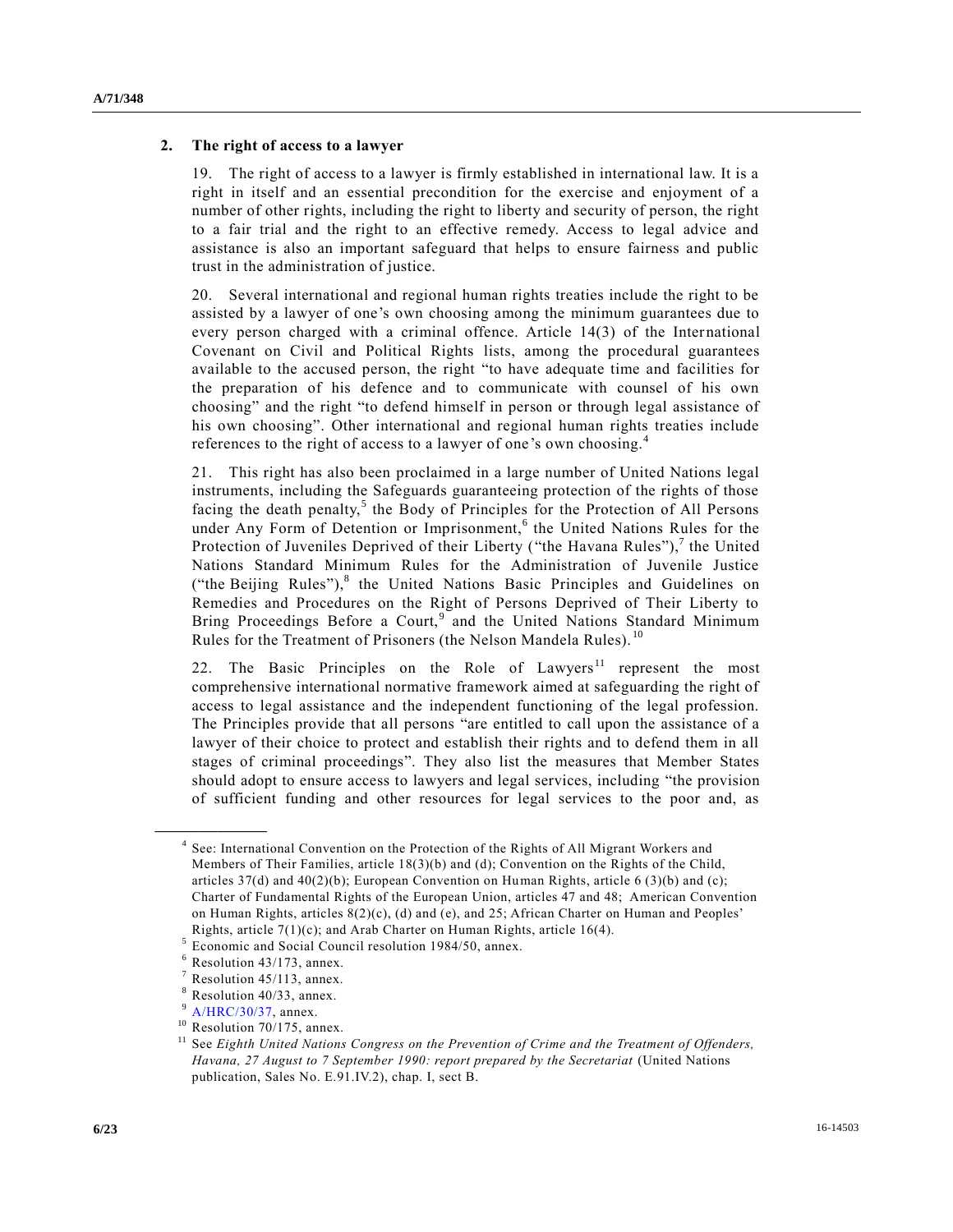### 2. The right of access to a lawyer

19. The right of access to a lawyer is firmly established in international law. It is a right in itself and an essential precondition for the exercise and enjoyment of a number of other rights, including the right to liberty and security of person, the right to a fair trial and the right to an effective remedy. Access to legal advice and assistance is also an important safeguard that helps to ensure fairness and public trust in the administration of justice.

20. Several international and regional human rights treaties include the right to be assisted by a lawyer of one's own choosing among the minimum guarantees due to every person charged with a criminal offence. Article 14(3) of the International Covenant on Civil and Political Rights lists, among the procedural guarantees available to the accused person, the right "to have adequate time and facilities for the preparation of his defence and to communicate with counsel of his own choosing" and the right "to defend himself in person or through legal assistance of his own choosing". Other international and regional human rights treaties include references to the right of access to a lawyer of one's own choosing.[4]

21. This right has also been proclaimed in a large number of United Nations legal instruments, including the Safeguards guaranteeing protection of the rights of those facing the death penalty,[5] the Body of Principles for the Protection of All Persons under Any Form of Detention or Imprisonment,[6] the United Nations Rules for the Protection of Juveniles Deprived of their Liberty ("the Havana Rules"),[7] the United Nations Standard Minimum Rules for the Administration of Juvenile Justice ("the Beijing Rules"),[8] the United Nations Basic Principles and Guidelines on Remedies and Procedures on the Right of Persons Deprived of Their Liberty to Bring Proceedings Before a Court,[9] and the United Nations Standard Minimum Rules for the Treatment of Prisoners (the Nelson Mandela Rules).[10]

22. The Basic Principles on the Role of Lawyers[11] represent the most comprehensive international normative framework aimed at safeguarding the right of access to legal assistance and the independent functioning of the legal profession. The Principles provide that all persons "are entitled to call upon the assistance of a lawyer of their choice to protect and establish their rights and to defend them in all stages of criminal proceedings". They also list the measures that Member States should adopt to ensure access to lawyers and legal services, including "the provision of sufficient funding and other resources for legal services to the poor and, as

---

[4] See: International Convention on the Protection of the Rights of All Migrant Workers and Members of Their Families, article 18(3)(b) and (d); Convention on the Rights of the Child, articles 37(d) and 40(2)(b); European Convention on Human Rights, article 6 (3)(b) and (c); Charter of Fundamental Rights of the European Union, articles 47 and 48; American Convention on Human Rights, articles 8(2)(c), (d) and (e), and 25; African Charter on Human and Peoples' Rights, article 7(1)(c); and Arab Charter on Human Rights, article 16(4).

[5] Economic and Social Council resolution 1984/50, annex.

[6] Resolution 43/173, annex.

[7] Resolution 45/113, annex.

[8] Resolution 40/33, annex.

[9] A/HRC/30/37, annex.

[10] Resolution 70/175, annex.

[11] See *Eighth United Nations Congress on the Prevention of Crime and the Treatment of Offenders, Havana, 27 August to 7 September 1990: report prepared by the Secretariat* (United Nations publication, Sales No. E.91.IV.2), chap. I, sect B.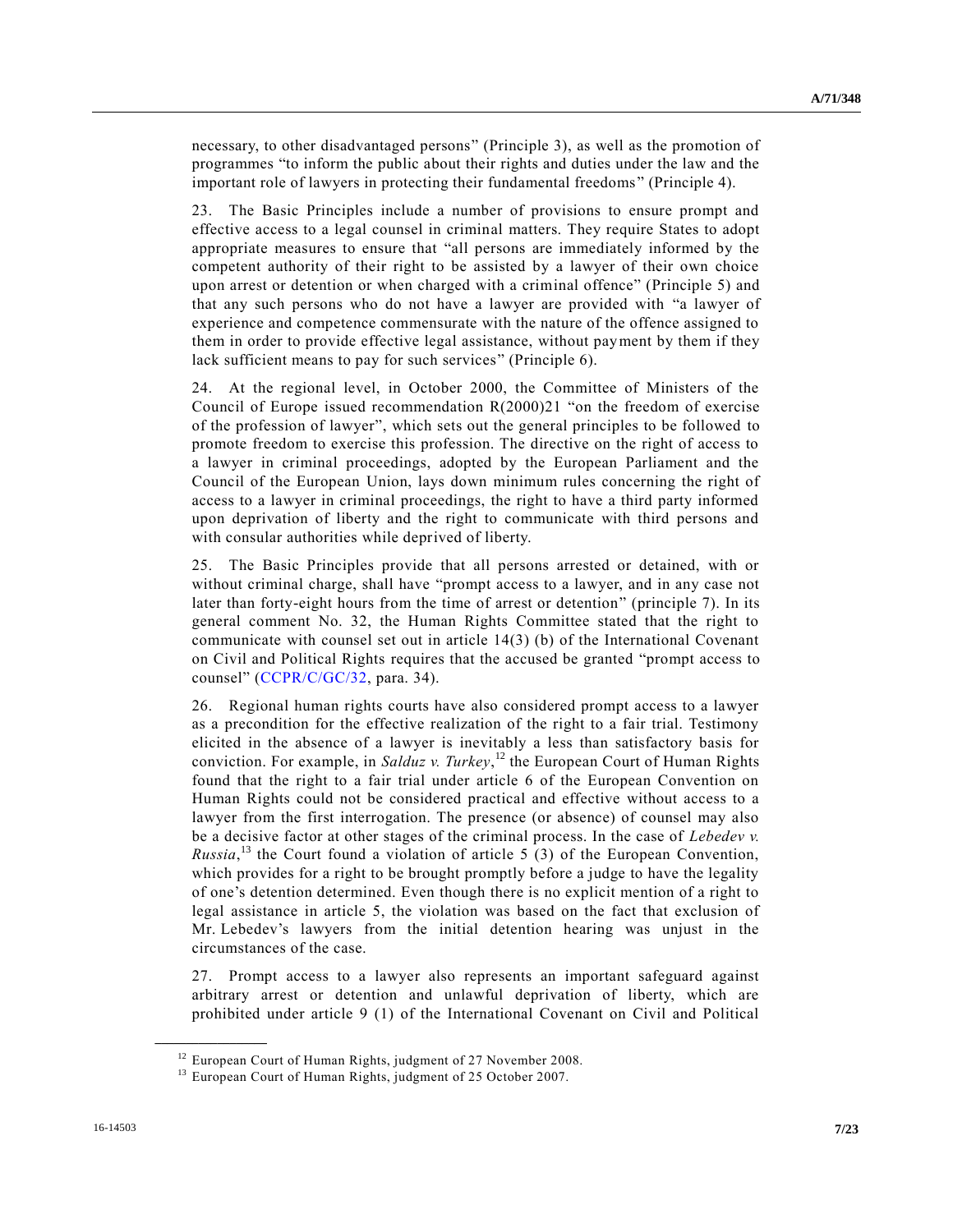necessary, to other disadvantaged persons" (Principle 3), as well as the promotion of programmes "to inform the public about their rights and duties under the law and the important role of lawyers in protecting their fundamental freedoms" (Principle 4).

23. The Basic Principles include a number of provisions to ensure prompt and effective access to a legal counsel in criminal matters. They require States to adopt appropriate measures to ensure that "all persons are immediately informed by the competent authority of their right to be assisted by a lawyer of their own choice upon arrest or detention or when charged with a criminal offence" (Principle 5) and that any such persons who do not have a lawyer are provided with "a lawyer of experience and competence commensurate with the nature of the offence assigned to them in order to provide effective legal assistance, without payment by them if they lack sufficient means to pay for such services" (Principle 6).

24. At the regional level, in October 2000, the Committee of Ministers of the Council of Europe issued recommendation R(2000)21 "on the freedom of exercise of the profession of lawyer", which sets out the general principles to be followed to promote freedom to exercise this profession. The directive on the right of access to a lawyer in criminal proceedings, adopted by the European Parliament and the Council of the European Union, lays down minimum rules concerning the right of access to a lawyer in criminal proceedings, the right to have a third party informed upon deprivation of liberty and the right to communicate with third persons and with consular authorities while deprived of liberty.

25. The Basic Principles provide that all persons arrested or detained, with or without criminal charge, shall have "prompt access to a lawyer, and in any case not later than forty-eight hours from the time of arrest or detention" (principle 7). In its general comment No. 32, the Human Rights Committee stated that the right to communicate with counsel set out in article 14(3) (b) of the International Covenant on Civil and Political Rights requires that the accused be granted "prompt access to counsel" (CCPR/C/GC/32, para. 34).

26. Regional human rights courts have also considered prompt access to a lawyer as a precondition for the effective realization of the right to a fair trial. Testimony elicited in the absence of a lawyer is inevitably a less than satisfactory basis for conviction. For example, in *Salduz v. Turkey*,[12] the European Court of Human Rights found that the right to a fair trial under article 6 of the European Convention on Human Rights could not be considered practical and effective without access to a lawyer from the first interrogation. The presence (or absence) of counsel may also be a decisive factor at other stages of the criminal process. In the case of *Lebedev v. Russia*,[13] the Court found a violation of article 5 (3) of the European Convention, which provides for a right to be brought promptly before a judge to have the legality of one's detention determined. Even though there is no explicit mention of a right to legal assistance in article 5, the violation was based on the fact that exclusion of Mr. Lebedev's lawyers from the initial detention hearing was unjust in the circumstances of the case.

27. Prompt access to a lawyer also represents an important safeguard against arbitrary arrest or detention and unlawful deprivation of liberty, which are prohibited under article 9 (1) of the International Covenant on Civil and Political

[12] European Court of Human Rights, judgment of 27 November 2008.

[13] European Court of Human Rights, judgment of 25 October 2007.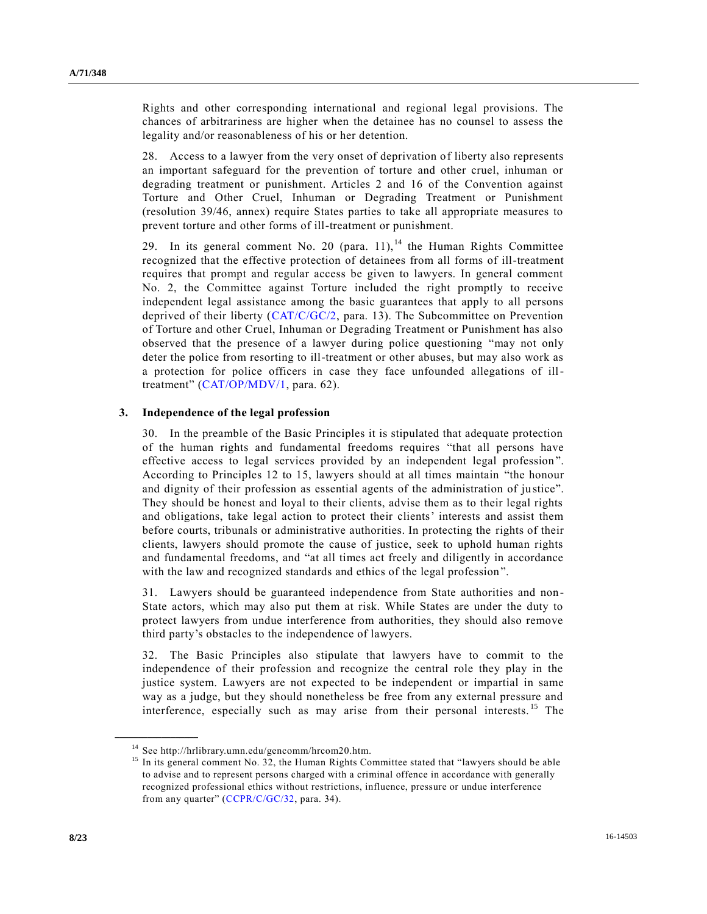Rights and other corresponding international and regional legal provisions. The chances of arbitrariness are higher when the detainee has no counsel to assess the legality and/or reasonableness of his or her detention.

28. Access to a lawyer from the very onset of deprivation of liberty also represents an important safeguard for the prevention of torture and other cruel, inhuman or degrading treatment or punishment. Articles 2 and 16 of the Convention against Torture and Other Cruel, Inhuman or Degrading Treatment or Punishment (resolution 39/46, annex) require States parties to take all appropriate measures to prevent torture and other forms of ill-treatment or punishment.

29. In its general comment No. 20 (para. 11),[14] the Human Rights Committee recognized that the effective protection of detainees from all forms of ill-treatment requires that prompt and regular access be given to lawyers. In general comment No. 2, the Committee against Torture included the right promptly to receive independent legal assistance among the basic guarantees that apply to all persons deprived of their liberty (CAT/C/GC/2, para. 13). The Subcommittee on Prevention of Torture and other Cruel, Inhuman or Degrading Treatment or Punishment has also observed that the presence of a lawyer during police questioning "may not only deter the police from resorting to ill-treatment or other abuses, but may also work as a protection for police officers in case they face unfounded allegations of ill-treatment" (CAT/OP/MDV/1, para. 62).

### 3. Independence of the legal profession

30. In the preamble of the Basic Principles it is stipulated that adequate protection of the human rights and fundamental freedoms requires "that all persons have effective access to legal services provided by an independent legal profession". According to Principles 12 to 15, lawyers should at all times maintain "the honour and dignity of their profession as essential agents of the administration of justice". They should be honest and loyal to their clients, advise them as to their legal rights and obligations, take legal action to protect their clients' interests and assist them before courts, tribunals or administrative authorities. In protecting the rights of their clients, lawyers should promote the cause of justice, seek to uphold human rights and fundamental freedoms, and "at all times act freely and diligently in accordance with the law and recognized standards and ethics of the legal profession".

31. Lawyers should be guaranteed independence from State authorities and non-State actors, which may also put them at risk. While States are under the duty to protect lawyers from undue interference from authorities, they should also remove third party's obstacles to the independence of lawyers.

32. The Basic Principles also stipulate that lawyers have to commit to the independence of their profession and recognize the central role they play in the justice system. Lawyers are not expected to be independent or impartial in same way as a judge, but they should nonetheless be free from any external pressure and interference, especially such as may arise from their personal interests.[15] The

---

[14] See http://hrlibrary.umn.edu/gencomm/hrcom20.htm.

[15] In its general comment No. 32, the Human Rights Committee stated that "lawyers should be able to advise and to represent persons charged with a criminal offence in accordance with generally recognized professional ethics without restrictions, influence, pressure or undue interference from any quarter" (CCPR/C/GC/32, para. 34).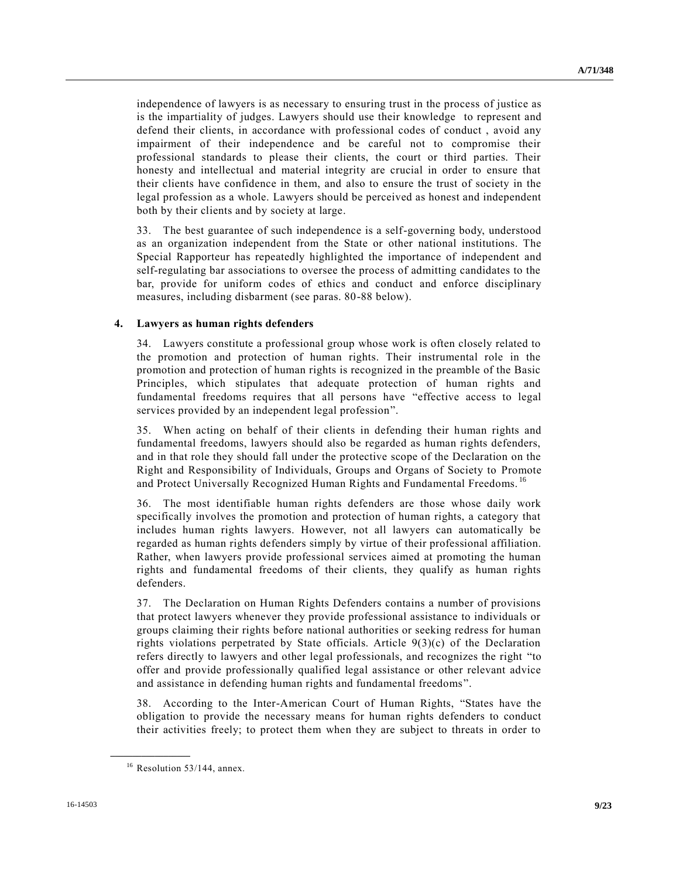independence of lawyers is as necessary to ensuring trust in the process of justice as is the impartiality of judges. Lawyers should use their knowledge to represent and defend their clients, in accordance with professional codes of conduct , avoid any impairment of their independence and be careful not to compromise their professional standards to please their clients, the court or third parties. Their honesty and intellectual and material integrity are crucial in order to ensure that their clients have confidence in them, and also to ensure the trust of society in the legal profession as a whole. Lawyers should be perceived as honest and independent both by their clients and by society at large.

33. The best guarantee of such independence is a self-governing body, understood as an organization independent from the State or other national institutions. The Special Rapporteur has repeatedly highlighted the importance of independent and self-regulating bar associations to oversee the process of admitting candidates to the bar, provide for uniform codes of ethics and conduct and enforce disciplinary measures, including disbarment (see paras. 80-88 below).

**4. Lawyers as human rights defenders**

34. Lawyers constitute a professional group whose work is often closely related to the promotion and protection of human rights. Their instrumental role in the promotion and protection of human rights is recognized in the preamble of the Basic Principles, which stipulates that adequate protection of human rights and fundamental freedoms requires that all persons have "effective access to legal services provided by an independent legal profession".

35. When acting on behalf of their clients in defending their human rights and fundamental freedoms, lawyers should also be regarded as human rights defenders, and in that role they should fall under the protective scope of the Declaration on the Right and Responsibility of Individuals, Groups and Organs of Society to Promote and Protect Universally Recognized Human Rights and Fundamental Freedoms.[16]

36. The most identifiable human rights defenders are those whose daily work specifically involves the promotion and protection of human rights, a category that includes human rights lawyers. However, not all lawyers can automatically be regarded as human rights defenders simply by virtue of their professional affiliation. Rather, when lawyers provide professional services aimed at promoting the human rights and fundamental freedoms of their clients, they qualify as human rights defenders.

37. The Declaration on Human Rights Defenders contains a number of provisions that protect lawyers whenever they provide professional assistance to individuals or groups claiming their rights before national authorities or seeking redress for human rights violations perpetrated by State officials. Article 9(3)(c) of the Declaration refers directly to lawyers and other legal professionals, and recognizes the right "to offer and provide professionally qualified legal assistance or other relevant advice and assistance in defending human rights and fundamental freedoms".

38. According to the Inter-American Court of Human Rights, "States have the obligation to provide the necessary means for human rights defenders to conduct their activities freely; to protect them when they are subject to threats in order to

[16] Resolution 53/144, annex.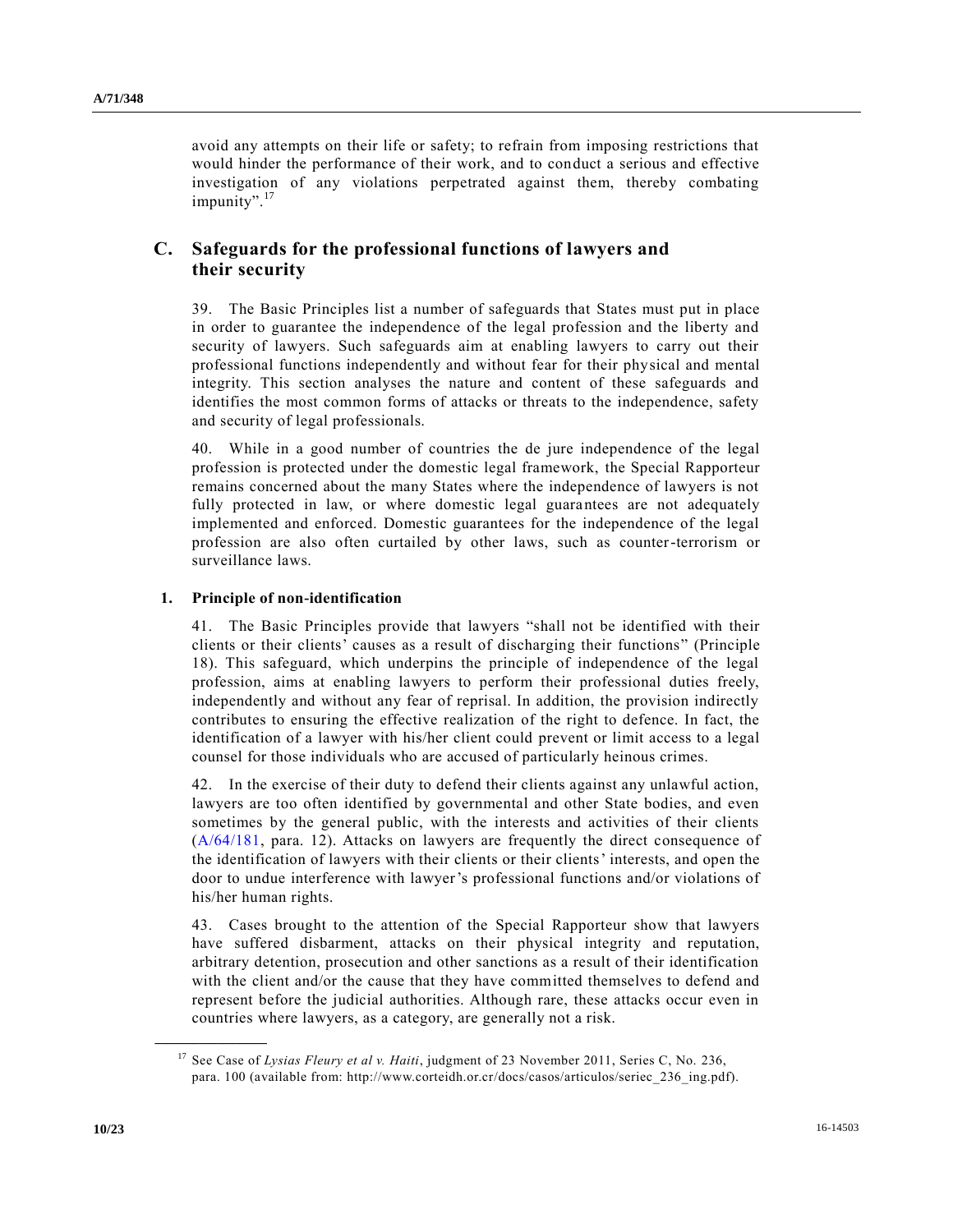avoid any attempts on their life or safety; to refrain from imposing restrictions that would hinder the performance of their work, and to conduct a serious and effective investigation of any violations perpetrated against them, thereby combating impunity".[17]

## C. Safeguards for the professional functions of lawyers and their security

39. The Basic Principles list a number of safeguards that States must put in place in order to guarantee the independence of the legal profession and the liberty and security of lawyers. Such safeguards aim at enabling lawyers to carry out their professional functions independently and without fear for their physical and mental integrity. This section analyses the nature and content of these safeguards and identifies the most common forms of attacks or threats to the independence, safety and security of legal professionals.

40. While in a good number of countries the de jure independence of the legal profession is protected under the domestic legal framework, the Special Rapporteur remains concerned about the many States where the independence of lawyers is not fully protected in law, or where domestic legal guarantees are not adequately implemented and enforced. Domestic guarantees for the independence of the legal profession are also often curtailed by other laws, such as counter-terrorism or surveillance laws.

### 1. Principle of non-identification

41. The Basic Principles provide that lawyers "shall not be identified with their clients or their clients' causes as a result of discharging their functions" (Principle 18). This safeguard, which underpins the principle of independence of the legal profession, aims at enabling lawyers to perform their professional duties freely, independently and without any fear of reprisal. In addition, the provision indirectly contributes to ensuring the effective realization of the right to defence. In fact, the identification of a lawyer with his/her client could prevent or limit access to a legal counsel for those individuals who are accused of particularly heinous crimes.

42. In the exercise of their duty to defend their clients against any unlawful action, lawyers are too often identified by governmental and other State bodies, and even sometimes by the general public, with the interests and activities of their clients (A/64/181, para. 12). Attacks on lawyers are frequently the direct consequence of the identification of lawyers with their clients or their clients' interests, and open the door to undue interference with lawyer's professional functions and/or violations of his/her human rights.

43. Cases brought to the attention of the Special Rapporteur show that lawyers have suffered disbarment, attacks on their physical integrity and reputation, arbitrary detention, prosecution and other sanctions as a result of their identification with the client and/or the cause that they have committed themselves to defend and represent before the judicial authorities. Although rare, these attacks occur even in countries where lawyers, as a category, are generally not a risk.

---

[17] See Case of *Lysias Fleury et al v. Haiti*, judgment of 23 November 2011, Series C, No. 236, para. 100 (available from: http://www.corteidh.or.cr/docs/casos/articulos/seriec_236_ing.pdf).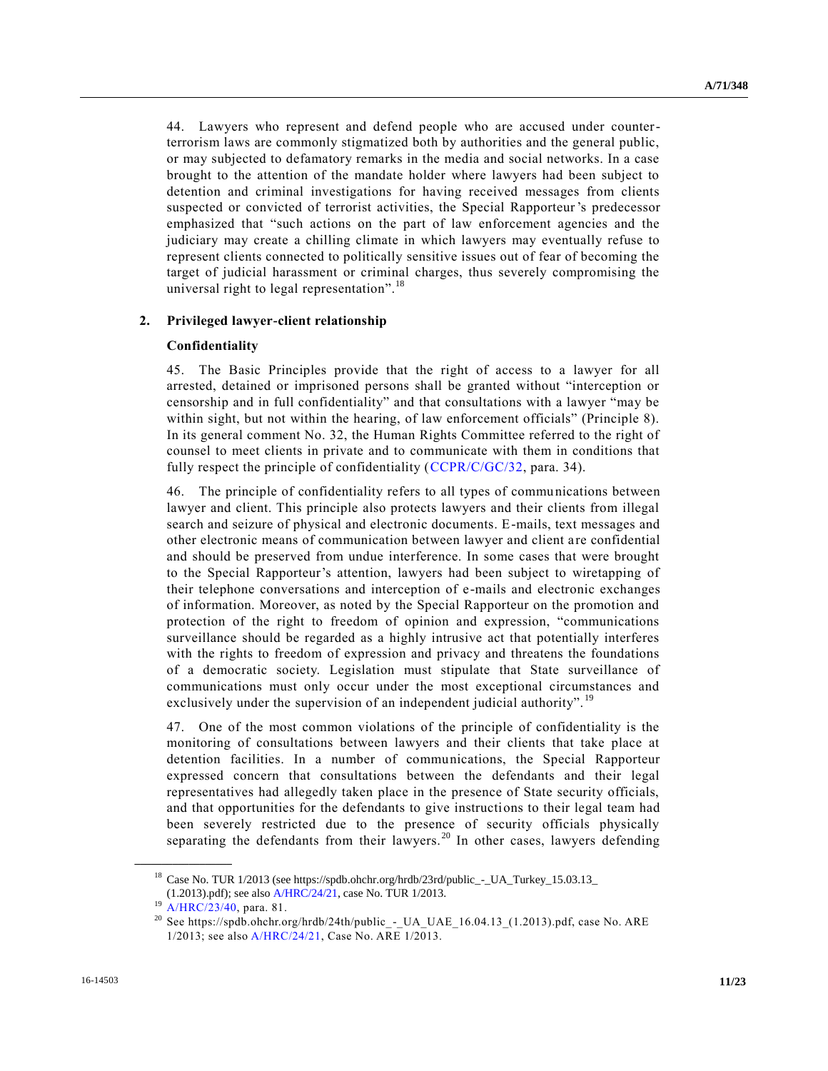44. Lawyers who represent and defend people who are accused under counter-terrorism laws are commonly stigmatized both by authorities and the general public, or may subjected to defamatory remarks in the media and social networks. In a case brought to the attention of the mandate holder where lawyers had been subject to detention and criminal investigations for having received messages from clients suspected or convicted of terrorist activities, the Special Rapporteur's predecessor emphasized that "such actions on the part of law enforcement agencies and the judiciary may create a chilling climate in which lawyers may eventually refuse to represent clients connected to politically sensitive issues out of fear of becoming the target of judicial harassment or criminal charges, thus severely compromising the universal right to legal representation".[18]

### 2. Privileged lawyer-client relationship

#### Confidentiality

45. The Basic Principles provide that the right of access to a lawyer for all arrested, detained or imprisoned persons shall be granted without "interception or censorship and in full confidentiality" and that consultations with a lawyer "may be within sight, but not within the hearing, of law enforcement officials" (Principle 8). In its general comment No. 32, the Human Rights Committee referred to the right of counsel to meet clients in private and to communicate with them in conditions that fully respect the principle of confidentiality (CCPR/C/GC/32, para. 34).

46. The principle of confidentiality refers to all types of communications between lawyer and client. This principle also protects lawyers and their clients from illegal search and seizure of physical and electronic documents. E-mails, text messages and other electronic means of communication between lawyer and client are confidential and should be preserved from undue interference. In some cases that were brought to the Special Rapporteur's attention, lawyers had been subject to wiretapping of their telephone conversations and interception of e-mails and electronic exchanges of information. Moreover, as noted by the Special Rapporteur on the promotion and protection of the right to freedom of opinion and expression, "communications surveillance should be regarded as a highly intrusive act that potentially interferes with the rights to freedom of expression and privacy and threatens the foundations of a democratic society. Legislation must stipulate that State surveillance of communications must only occur under the most exceptional circumstances and exclusively under the supervision of an independent judicial authority".[19]

47. One of the most common violations of the principle of confidentiality is the monitoring of consultations between lawyers and their clients that take place at detention facilities. In a number of communications, the Special Rapporteur expressed concern that consultations between the defendants and their legal representatives had allegedly taken place in the presence of State security officials, and that opportunities for the defendants to give instructions to their legal team had been severely restricted due to the presence of security officials physically separating the defendants from their lawyers.[20] In other cases, lawyers defending

---

[18] Case No. TUR 1/2013 (see https://spdb.ohchr.org/hrdb/23rd/public_-_UA_Turkey_15.03.13_(1.2013).pdf); see also A/HRC/24/21, case No. TUR 1/2013.

[19] A/HRC/23/40, para. 81.

[20] See https://spdb.ohchr.org/hrdb/24th/public_-_UA_UAE_16.04.13_(1.2013).pdf, case No. ARE 1/2013; see also A/HRC/24/21, Case No. ARE 1/2013.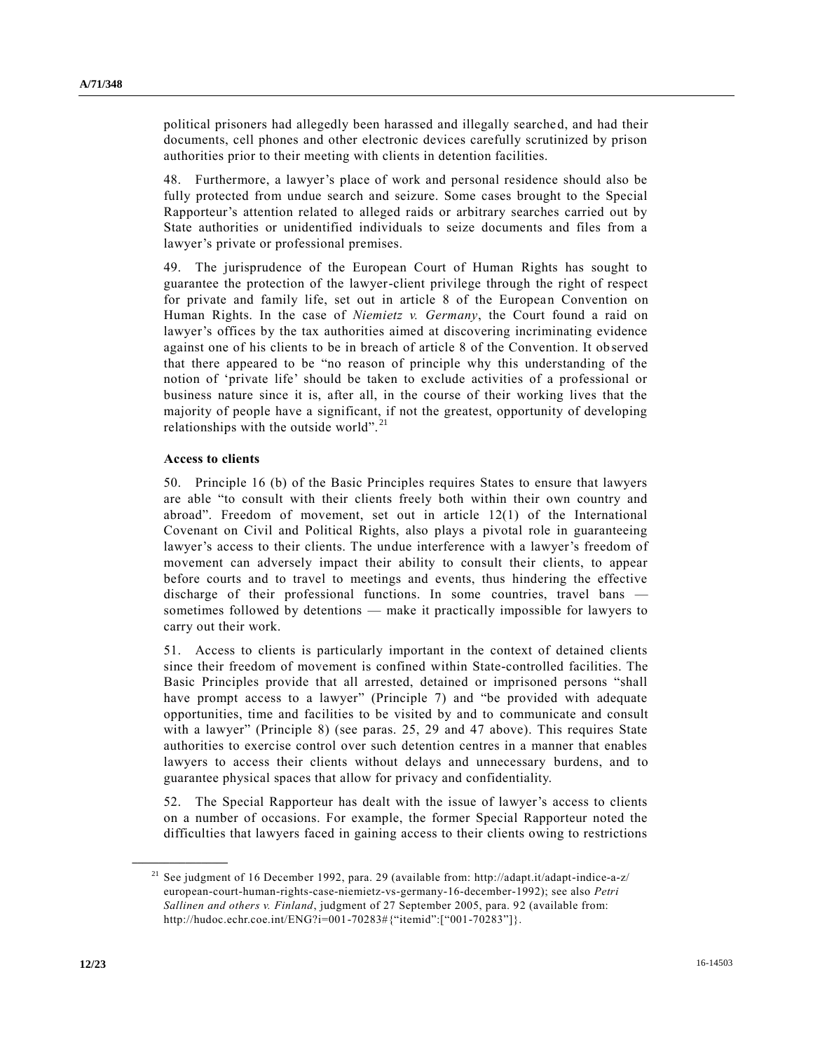political prisoners had allegedly been harassed and illegally searched, and had their documents, cell phones and other electronic devices carefully scrutinized by prison authorities prior to their meeting with clients in detention facilities.

48. Furthermore, a lawyer's place of work and personal residence should also be fully protected from undue search and seizure. Some cases brought to the Special Rapporteur's attention related to alleged raids or arbitrary searches carried out by State authorities or unidentified individuals to seize documents and files from a lawyer's private or professional premises.

49. The jurisprudence of the European Court of Human Rights has sought to guarantee the protection of the lawyer-client privilege through the right of respect for private and family life, set out in article 8 of the European Convention on Human Rights. In the case of *Niemietz v. Germany*, the Court found a raid on lawyer's offices by the tax authorities aimed at discovering incriminating evidence against one of his clients to be in breach of article 8 of the Convention. It observed that there appeared to be "no reason of principle why this understanding of the notion of 'private life' should be taken to exclude activities of a professional or business nature since it is, after all, in the course of their working lives that the majority of people have a significant, if not the greatest, opportunity of developing relationships with the outside world".[21]

**Access to clients**

50. Principle 16 (b) of the Basic Principles requires States to ensure that lawyers are able "to consult with their clients freely both within their own country and abroad". Freedom of movement, set out in article 12(1) of the International Covenant on Civil and Political Rights, also plays a pivotal role in guaranteeing lawyer's access to their clients. The undue interference with a lawyer's freedom of movement can adversely impact their ability to consult their clients, to appear before courts and to travel to meetings and events, thus hindering the effective discharge of their professional functions. In some countries, travel bans — sometimes followed by detentions — make it practically impossible for lawyers to carry out their work.

51. Access to clients is particularly important in the context of detained clients since their freedom of movement is confined within State-controlled facilities. The Basic Principles provide that all arrested, detained or imprisoned persons "shall have prompt access to a lawyer" (Principle 7) and "be provided with adequate opportunities, time and facilities to be visited by and to communicate and consult with a lawyer" (Principle 8) (see paras. 25, 29 and 47 above). This requires State authorities to exercise control over such detention centres in a manner that enables lawyers to access their clients without delays and unnecessary burdens, and to guarantee physical spaces that allow for privacy and confidentiality.

52. The Special Rapporteur has dealt with the issue of lawyer's access to clients on a number of occasions. For example, the former Special Rapporteur noted the difficulties that lawyers faced in gaining access to their clients owing to restrictions

---

[21] See judgment of 16 December 1992, para. 29 (available from: http://adapt.it/adapt-indice-a-z/european-court-human-rights-case-niemietz-vs-germany-16-december-1992); see also *Petri Sallinen and others v. Finland*, judgment of 27 September 2005, para. 92 (available from: http://hudoc.echr.coe.int/ENG?i=001-70283#{"itemid":["001-70283"]}.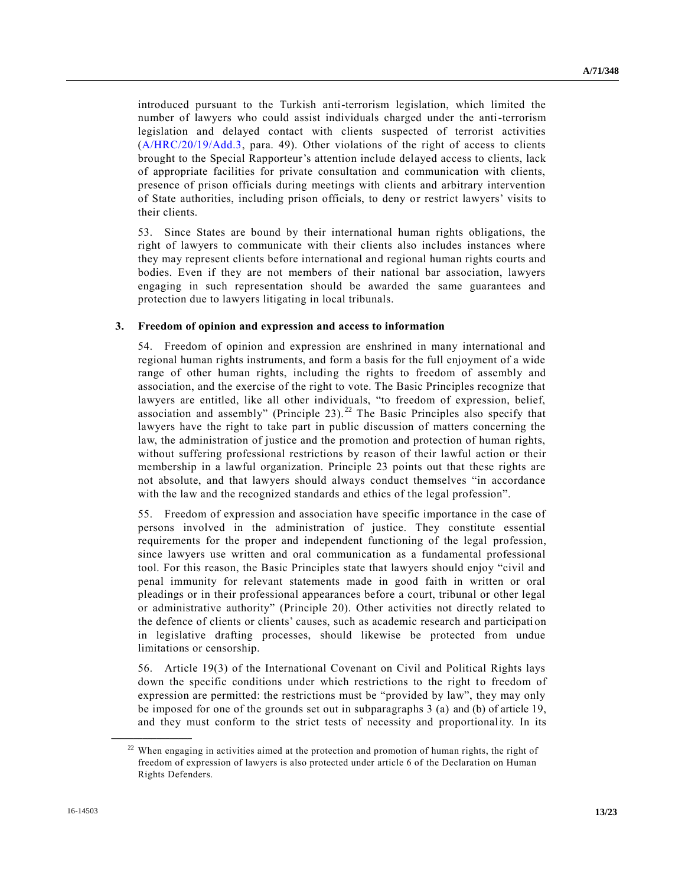introduced pursuant to the Turkish anti-terrorism legislation, which limited the number of lawyers who could assist individuals charged under the anti-terrorism legislation and delayed contact with clients suspected of terrorist activities (A/HRC/20/19/Add.3, para. 49). Other violations of the right of access to clients brought to the Special Rapporteur's attention include delayed access to clients, lack of appropriate facilities for private consultation and communication with clients, presence of prison officials during meetings with clients and arbitrary intervention of State authorities, including prison officials, to deny or restrict lawyers' visits to their clients.

53. Since States are bound by their international human rights obligations, the right of lawyers to communicate with their clients also includes instances where they may represent clients before international and regional human rights courts and bodies. Even if they are not members of their national bar association, lawyers engaging in such representation should be awarded the same guarantees and protection due to lawyers litigating in local tribunals.

### 3. Freedom of opinion and expression and access to information

54. Freedom of opinion and expression are enshrined in many international and regional human rights instruments, and form a basis for the full enjoyment of a wide range of other human rights, including the rights to freedom of assembly and association, and the exercise of the right to vote. The Basic Principles recognize that lawyers are entitled, like all other individuals, "to freedom of expression, belief, association and assembly" (Principle 23).[22] The Basic Principles also specify that lawyers have the right to take part in public discussion of matters concerning the law, the administration of justice and the promotion and protection of human rights, without suffering professional restrictions by reason of their lawful action or their membership in a lawful organization. Principle 23 points out that these rights are not absolute, and that lawyers should always conduct themselves "in accordance with the law and the recognized standards and ethics of the legal profession".

55. Freedom of expression and association have specific importance in the case of persons involved in the administration of justice. They constitute essential requirements for the proper and independent functioning of the legal profession, since lawyers use written and oral communication as a fundamental professional tool. For this reason, the Basic Principles state that lawyers should enjoy "civil and penal immunity for relevant statements made in good faith in written or oral pleadings or in their professional appearances before a court, tribunal or other legal or administrative authority" (Principle 20). Other activities not directly related to the defence of clients or clients' causes, such as academic research and participation in legislative drafting processes, should likewise be protected from undue limitations or censorship.

56. Article 19(3) of the International Covenant on Civil and Political Rights lays down the specific conditions under which restrictions to the right to freedom of expression are permitted: the restrictions must be "provided by law", they may only be imposed for one of the grounds set out in subparagraphs 3 (a) and (b) of article 19, and they must conform to the strict tests of necessity and proportionality. In its

---

[22] When engaging in activities aimed at the protection and promotion of human rights, the right of freedom of expression of lawyers is also protected under article 6 of the Declaration on Human Rights Defenders.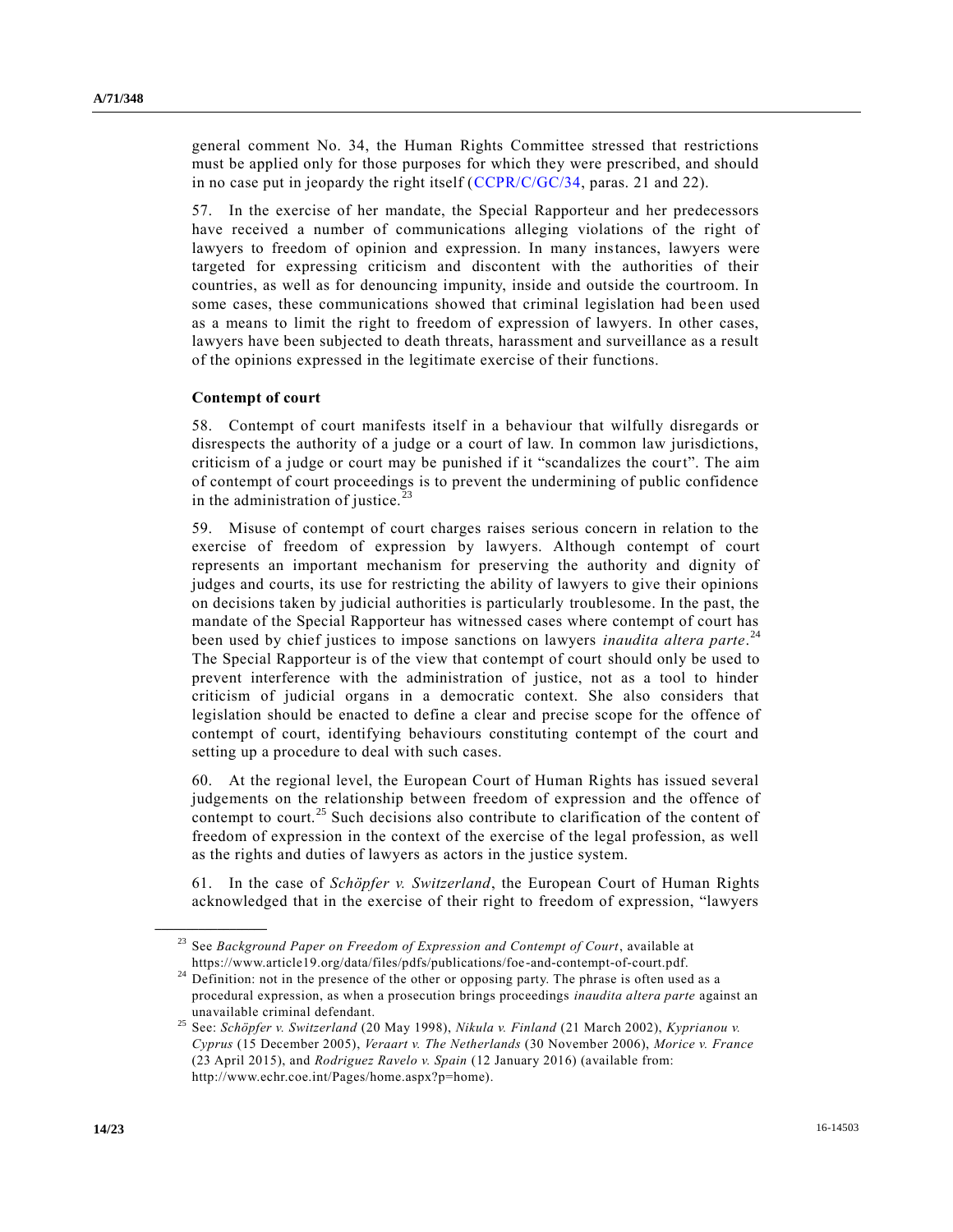general comment No. 34, the Human Rights Committee stressed that restrictions must be applied only for those purposes for which they were prescribed, and should in no case put in jeopardy the right itself (CCPR/C/GC/34, paras. 21 and 22).

57. In the exercise of her mandate, the Special Rapporteur and her predecessors have received a number of communications alleging violations of the right of lawyers to freedom of opinion and expression. In many instances, lawyers were targeted for expressing criticism and discontent with the authorities of their countries, as well as for denouncing impunity, inside and outside the courtroom. In some cases, these communications showed that criminal legislation had been used as a means to limit the right to freedom of expression of lawyers. In other cases, lawyers have been subjected to death threats, harassment and surveillance as a result of the opinions expressed in the legitimate exercise of their functions.

**Contempt of court**

58. Contempt of court manifests itself in a behaviour that wilfully disregards or disrespects the authority of a judge or a court of law. In common law jurisdictions, criticism of a judge or court may be punished if it "scandalizes the court". The aim of contempt of court proceedings is to prevent the undermining of public confidence in the administration of justice.[23]

59. Misuse of contempt of court charges raises serious concern in relation to the exercise of freedom of expression by lawyers. Although contempt of court represents an important mechanism for preserving the authority and dignity of judges and courts, its use for restricting the ability of lawyers to give their opinions on decisions taken by judicial authorities is particularly troublesome. In the past, the mandate of the Special Rapporteur has witnessed cases where contempt of court has been used by chief justices to impose sanctions on lawyers *inaudita altera parte*.[24] The Special Rapporteur is of the view that contempt of court should only be used to prevent interference with the administration of justice, not as a tool to hinder criticism of judicial organs in a democratic context. She also considers that legislation should be enacted to define a clear and precise scope for the offence of contempt of court, identifying behaviours constituting contempt of the court and setting up a procedure to deal with such cases.

60. At the regional level, the European Court of Human Rights has issued several judgements on the relationship between freedom of expression and the offence of contempt to court.[25] Such decisions also contribute to clarification of the content of freedom of expression in the context of the exercise of the legal profession, as well as the rights and duties of lawyers as actors in the justice system.

61. In the case of *Schöpfer v. Switzerland*, the European Court of Human Rights acknowledged that in the exercise of their right to freedom of expression, "lawyers

---

[23] See *Background Paper on Freedom of Expression and Contempt of Court*, available at https://www.article19.org/data/files/pdfs/publications/foe-and-contempt-of-court.pdf.

[24] Definition: not in the presence of the other or opposing party. The phrase is often used as a procedural expression, as when a prosecution brings proceedings *inaudita altera parte* against an unavailable criminal defendant.

[25] See: *Schöpfer v. Switzerland* (20 May 1998), *Nikula v. Finland* (21 March 2002), *Kyprianou v. Cyprus* (15 December 2005), *Veraart v. The Netherlands* (30 November 2006), *Morice v. France* (23 April 2015), and *Rodriguez Ravelo v. Spain* (12 January 2016) (available from: http://www.echr.coe.int/Pages/home.aspx?p=home).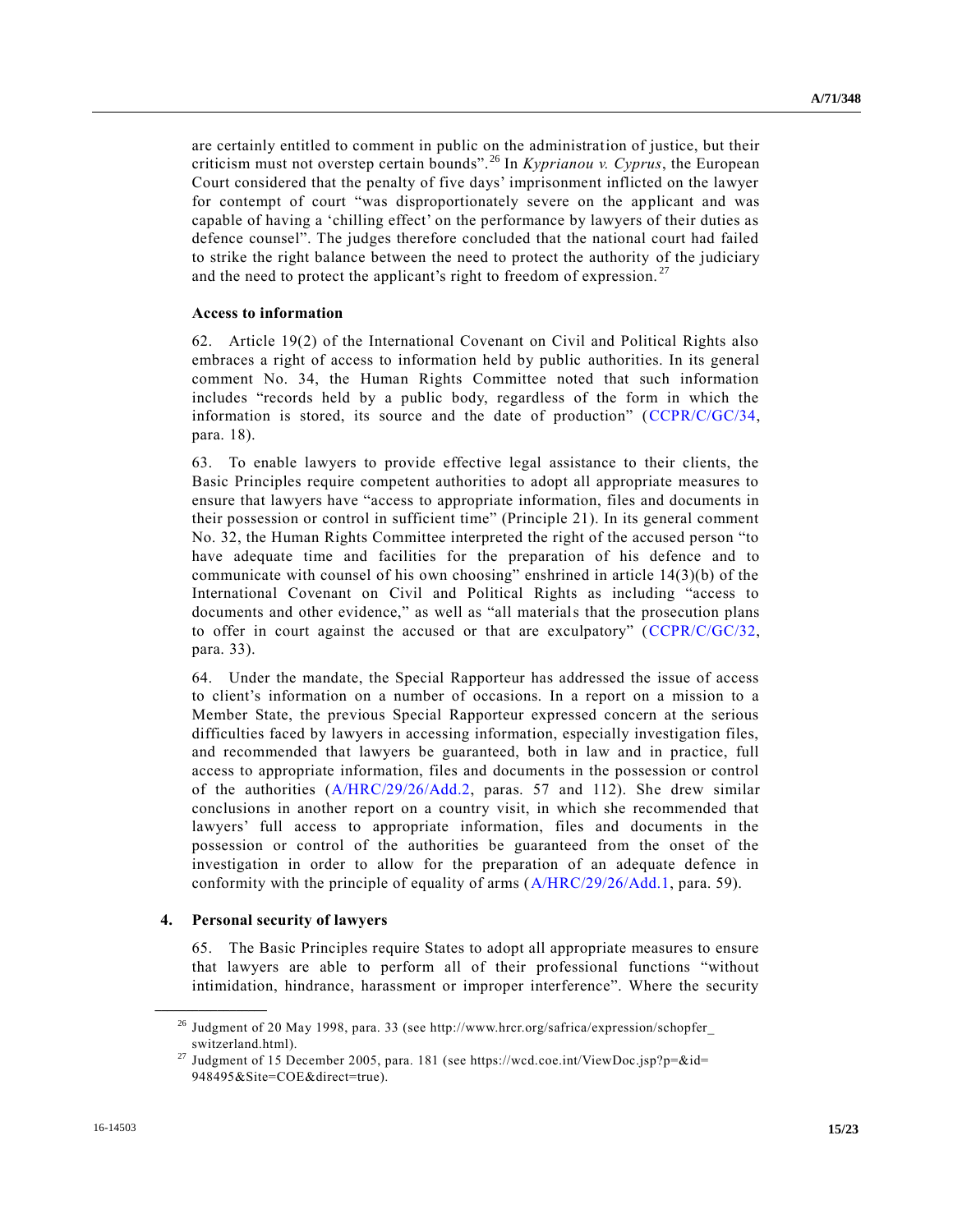are certainly entitled to comment in public on the administration of justice, but their criticism must not overstep certain bounds".[26] In *Kyprianou v. Cyprus*, the European Court considered that the penalty of five days' imprisonment inflicted on the lawyer for contempt of court "was disproportionately severe on the applicant and was capable of having a 'chilling effect' on the performance by lawyers of their duties as defence counsel". The judges therefore concluded that the national court had failed to strike the right balance between the need to protect the authority of the judiciary and the need to protect the applicant's right to freedom of expression.[27]

**Access to information**

62. Article 19(2) of the International Covenant on Civil and Political Rights also embraces a right of access to information held by public authorities. In its general comment No. 34, the Human Rights Committee noted that such information includes "records held by a public body, regardless of the form in which the information is stored, its source and the date of production" (CCPR/C/GC/34, para. 18).

63. To enable lawyers to provide effective legal assistance to their clients, the Basic Principles require competent authorities to adopt all appropriate measures to ensure that lawyers have "access to appropriate information, files and documents in their possession or control in sufficient time" (Principle 21). In its general comment No. 32, the Human Rights Committee interpreted the right of the accused person "to have adequate time and facilities for the preparation of his defence and to communicate with counsel of his own choosing" enshrined in article 14(3)(b) of the International Covenant on Civil and Political Rights as including "access to documents and other evidence," as well as "all materials that the prosecution plans to offer in court against the accused or that are exculpatory" (CCPR/C/GC/32, para. 33).

64. Under the mandate, the Special Rapporteur has addressed the issue of access to client's information on a number of occasions. In a report on a mission to a Member State, the previous Special Rapporteur expressed concern at the serious difficulties faced by lawyers in accessing information, especially investigation files, and recommended that lawyers be guaranteed, both in law and in practice, full access to appropriate information, files and documents in the possession or control of the authorities (A/HRC/29/26/Add.2, paras. 57 and 112). She drew similar conclusions in another report on a country visit, in which she recommended that lawyers' full access to appropriate information, files and documents in the possession or control of the authorities be guaranteed from the onset of the investigation in order to allow for the preparation of an adequate defence in conformity with the principle of equality of arms (A/HRC/29/26/Add.1, para. 59).

## 4. Personal security of lawyers

65. The Basic Principles require States to adopt all appropriate measures to ensure that lawyers are able to perform all of their professional functions "without intimidation, hindrance, harassment or improper interference". Where the security

---

[26] Judgment of 20 May 1998, para. 33 (see http://www.hrcr.org/safrica/expression/schopfer_switzerland.html).

[27] Judgment of 15 December 2005, para. 181 (see https://wcd.coe.int/ViewDoc.jsp?p=&id=948495&Site=COE&direct=true).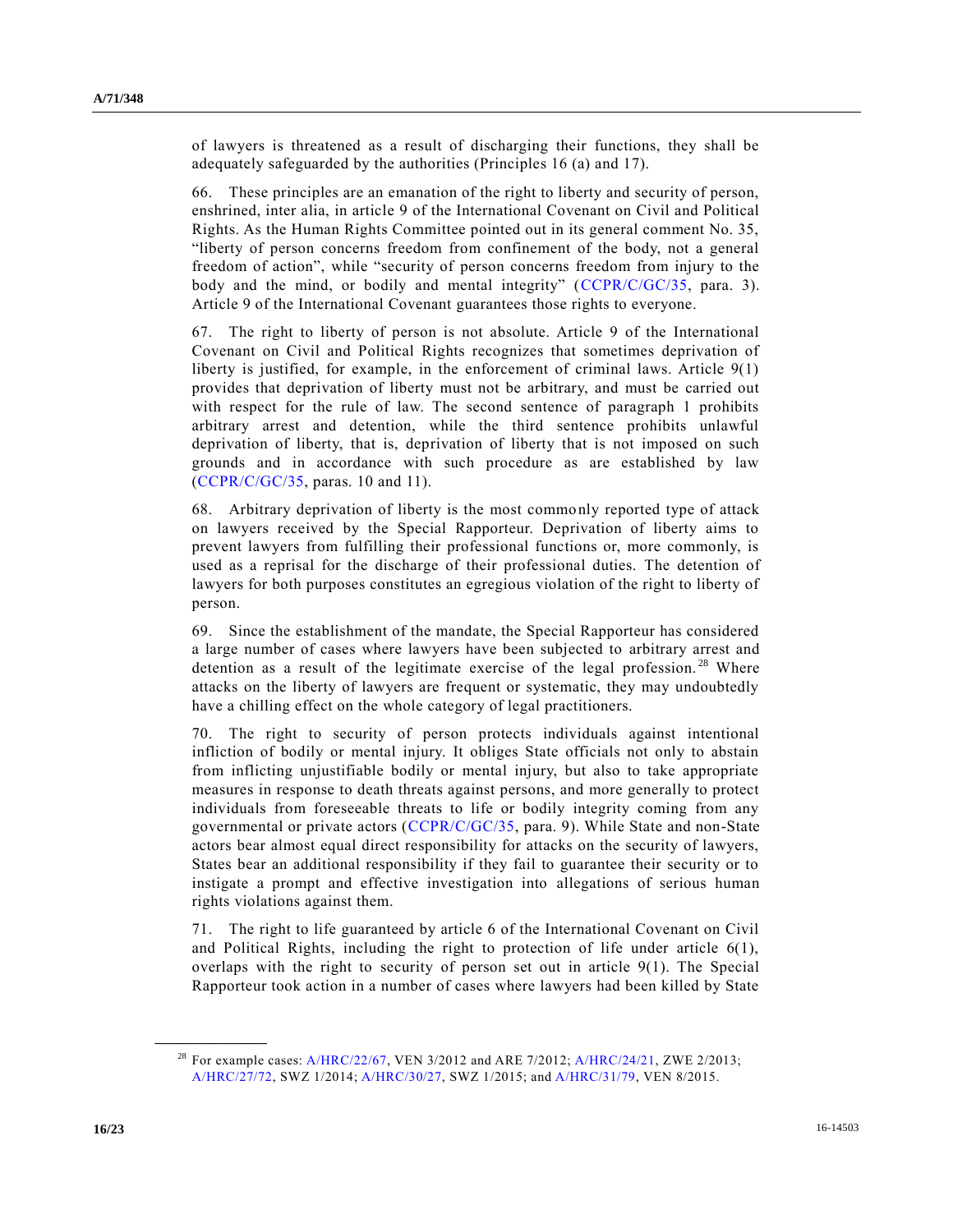of lawyers is threatened as a result of discharging their functions, they shall be adequately safeguarded by the authorities (Principles 16 (a) and 17).

66. These principles are an emanation of the right to liberty and security of person, enshrined, inter alia, in article 9 of the International Covenant on Civil and Political Rights. As the Human Rights Committee pointed out in its general comment No. 35, "liberty of person concerns freedom from confinement of the body, not a general freedom of action", while "security of person concerns freedom from injury to the body and the mind, or bodily and mental integrity" (CCPR/C/GC/35, para. 3). Article 9 of the International Covenant guarantees those rights to everyone.

67. The right to liberty of person is not absolute. Article 9 of the International Covenant on Civil and Political Rights recognizes that sometimes deprivation of liberty is justified, for example, in the enforcement of criminal laws. Article 9(1) provides that deprivation of liberty must not be arbitrary, and must be carried out with respect for the rule of law. The second sentence of paragraph 1 prohibits arbitrary arrest and detention, while the third sentence prohibits unlawful deprivation of liberty, that is, deprivation of liberty that is not imposed on such grounds and in accordance with such procedure as are established by law (CCPR/C/GC/35, paras. 10 and 11).

68. Arbitrary deprivation of liberty is the most commonly reported type of attack on lawyers received by the Special Rapporteur. Deprivation of liberty aims to prevent lawyers from fulfilling their professional functions or, more commonly, is used as a reprisal for the discharge of their professional duties. The detention of lawyers for both purposes constitutes an egregious violation of the right to liberty of person.

69. Since the establishment of the mandate, the Special Rapporteur has considered a large number of cases where lawyers have been subjected to arbitrary arrest and detention as a result of the legitimate exercise of the legal profession.[28] Where attacks on the liberty of lawyers are frequent or systematic, they may undoubtedly have a chilling effect on the whole category of legal practitioners.

70. The right to security of person protects individuals against intentional infliction of bodily or mental injury. It obliges State officials not only to abstain from inflicting unjustifiable bodily or mental injury, but also to take appropriate measures in response to death threats against persons, and more generally to protect individuals from foreseeable threats to life or bodily integrity coming from any governmental or private actors (CCPR/C/GC/35, para. 9). While State and non-State actors bear almost equal direct responsibility for attacks on the security of lawyers, States bear an additional responsibility if they fail to guarantee their security or to instigate a prompt and effective investigation into allegations of serious human rights violations against them.

71. The right to life guaranteed by article 6 of the International Covenant on Civil and Political Rights, including the right to protection of life under article 6(1), overlaps with the right to security of person set out in article 9(1). The Special Rapporteur took action in a number of cases where lawyers had been killed by State

---

[28] For example cases: A/HRC/22/67, VEN 3/2012 and ARE 7/2012; A/HRC/24/21, ZWE 2/2013; A/HRC/27/72, SWZ 1/2014; A/HRC/30/27, SWZ 1/2015; and A/HRC/31/79, VEN 8/2015.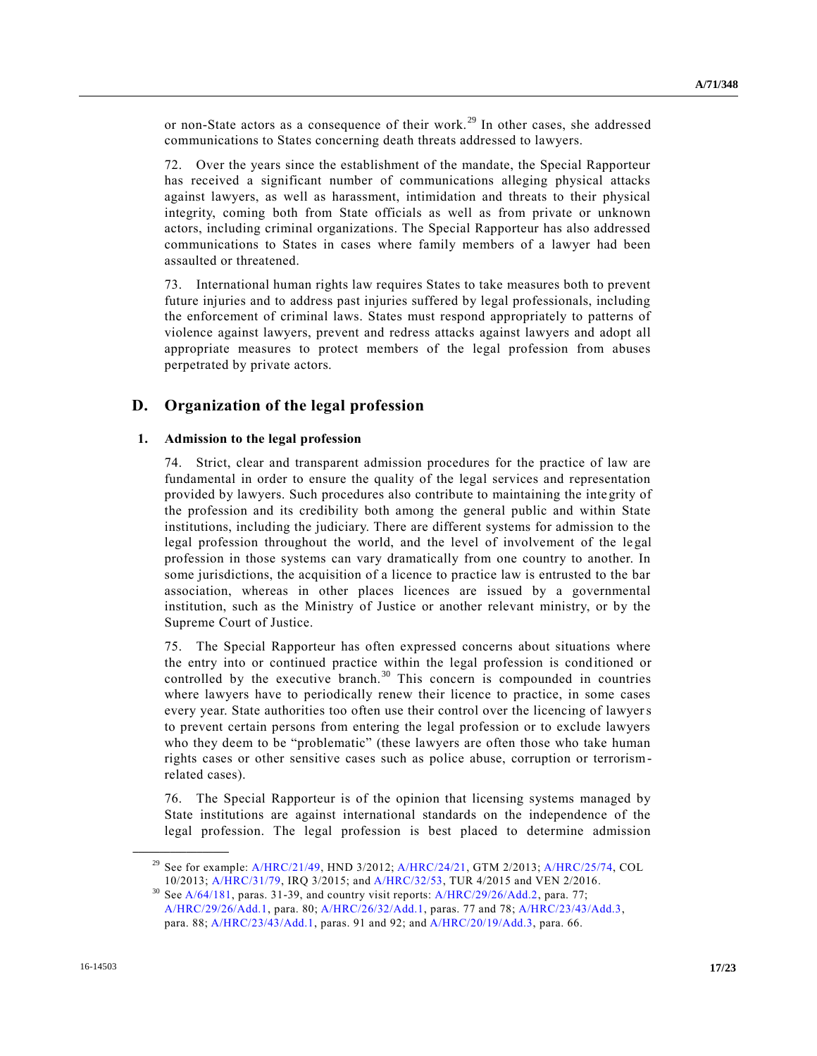or non-State actors as a consequence of their work.[29] In other cases, she addressed communications to States concerning death threats addressed to lawyers.

72. Over the years since the establishment of the mandate, the Special Rapporteur has received a significant number of communications alleging physical attacks against lawyers, as well as harassment, intimidation and threats to their physical integrity, coming both from State officials as well as from private or unknown actors, including criminal organizations. The Special Rapporteur has also addressed communications to States in cases where family members of a lawyer had been assaulted or threatened.

73. International human rights law requires States to take measures both to prevent future injuries and to address past injuries suffered by legal professionals, including the enforcement of criminal laws. States must respond appropriately to patterns of violence against lawyers, prevent and redress attacks against lawyers and adopt all appropriate measures to protect members of the legal profession from abuses perpetrated by private actors.

## D. Organization of the legal profession

### 1. Admission to the legal profession

74. Strict, clear and transparent admission procedures for the practice of law are fundamental in order to ensure the quality of the legal services and representation provided by lawyers. Such procedures also contribute to maintaining the integrity of the profession and its credibility both among the general public and within State institutions, including the judiciary. There are different systems for admission to the legal profession throughout the world, and the level of involvement of the legal profession in those systems can vary dramatically from one country to another. In some jurisdictions, the acquisition of a licence to practice law is entrusted to the bar association, whereas in other places licences are issued by a governmental institution, such as the Ministry of Justice or another relevant ministry, or by the Supreme Court of Justice.

75. The Special Rapporteur has often expressed concerns about situations where the entry into or continued practice within the legal profession is conditioned or controlled by the executive branch.[30] This concern is compounded in countries where lawyers have to periodically renew their licence to practice, in some cases every year. State authorities too often use their control over the licencing of lawyers to prevent certain persons from entering the legal profession or to exclude lawyers who they deem to be "problematic" (these lawyers are often those who take human rights cases or other sensitive cases such as police abuse, corruption or terrorism-related cases).

76. The Special Rapporteur is of the opinion that licensing systems managed by State institutions are against international standards on the independence of the legal profession. The legal profession is best placed to determine admission

---

[29] See for example: A/HRC/21/49, HND 3/2012; A/HRC/24/21, GTM 2/2013; A/HRC/25/74, COL 10/2013; A/HRC/31/79, IRQ 3/2015; and A/HRC/32/53, TUR 4/2015 and VEN 2/2016.

[30] See A/64/181, paras. 31-39, and country visit reports: A/HRC/29/26/Add.2, para. 77; A/HRC/29/26/Add.1, para. 80; A/HRC/26/32/Add.1, paras. 77 and 78; A/HRC/23/43/Add.3, para. 88; A/HRC/23/43/Add.1, paras. 91 and 92; and A/HRC/20/19/Add.3, para. 66.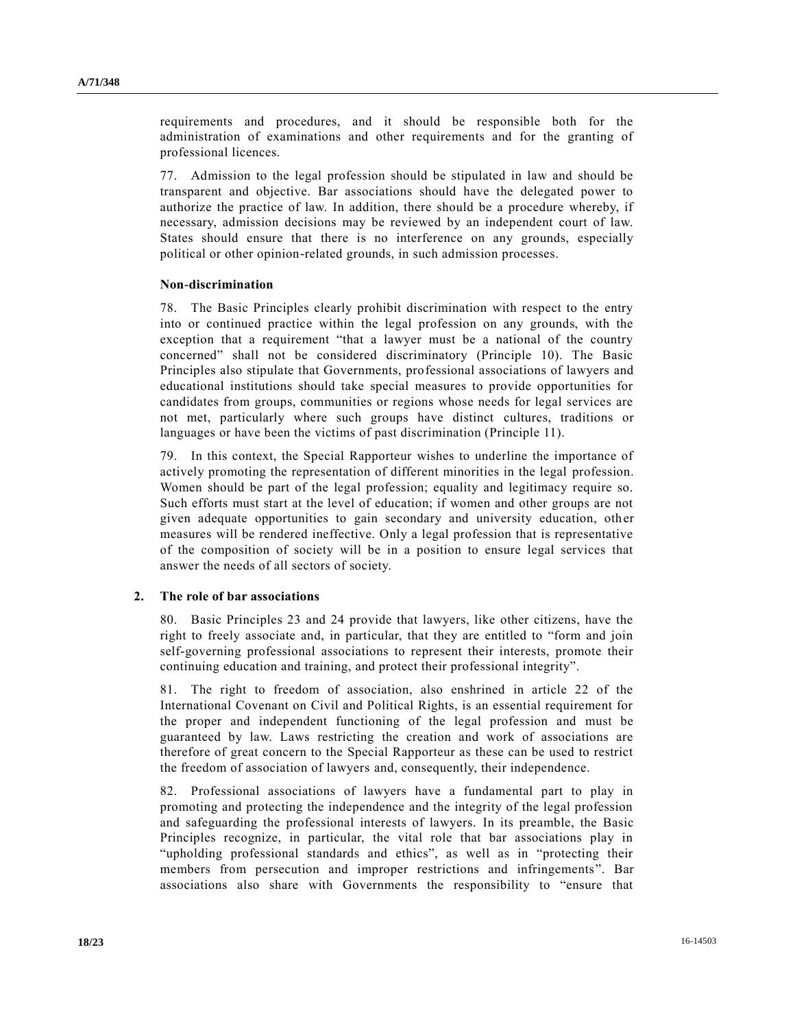requirements and procedures, and it should be responsible both for the administration of examinations and other requirements and for the granting of professional licences.

77. Admission to the legal profession should be stipulated in law and should be transparent and objective. Bar associations should have the delegated power to authorize the practice of law. In addition, there should be a procedure whereby, if necessary, admission decisions may be reviewed by an independent court of law. States should ensure that there is no interference on any grounds, especially political or other opinion-related grounds, in such admission processes.

**Non-discrimination**

78. The Basic Principles clearly prohibit discrimination with respect to the entry into or continued practice within the legal profession on any grounds, with the exception that a requirement "that a lawyer must be a national of the country concerned" shall not be considered discriminatory (Principle 10). The Basic Principles also stipulate that Governments, professional associations of lawyers and educational institutions should take special measures to provide opportunities for candidates from groups, communities or regions whose needs for legal services are not met, particularly where such groups have distinct cultures, traditions or languages or have been the victims of past discrimination (Principle 11).

79. In this context, the Special Rapporteur wishes to underline the importance of actively promoting the representation of different minorities in the legal profession. Women should be part of the legal profession; equality and legitimacy require so. Such efforts must start at the level of education; if women and other groups are not given adequate opportunities to gain secondary and university education, other measures will be rendered ineffective. Only a legal profession that is representative of the composition of society will be in a position to ensure legal services that answer the needs of all sectors of society.

## 2. The role of bar associations

80. Basic Principles 23 and 24 provide that lawyers, like other citizens, have the right to freely associate and, in particular, that they are entitled to "form and join self-governing professional associations to represent their interests, promote their continuing education and training, and protect their professional integrity".

81. The right to freedom of association, also enshrined in article 22 of the International Covenant on Civil and Political Rights, is an essential requirement for the proper and independent functioning of the legal profession and must be guaranteed by law. Laws restricting the creation and work of associations are therefore of great concern to the Special Rapporteur as these can be used to restrict the freedom of association of lawyers and, consequently, their independence.

82. Professional associations of lawyers have a fundamental part to play in promoting and protecting the independence and the integrity of the legal profession and safeguarding the professional interests of lawyers. In its preamble, the Basic Principles recognize, in particular, the vital role that bar associations play in "upholding professional standards and ethics", as well as in "protecting their members from persecution and improper restrictions and infringements". Bar associations also share with Governments the responsibility to "ensure that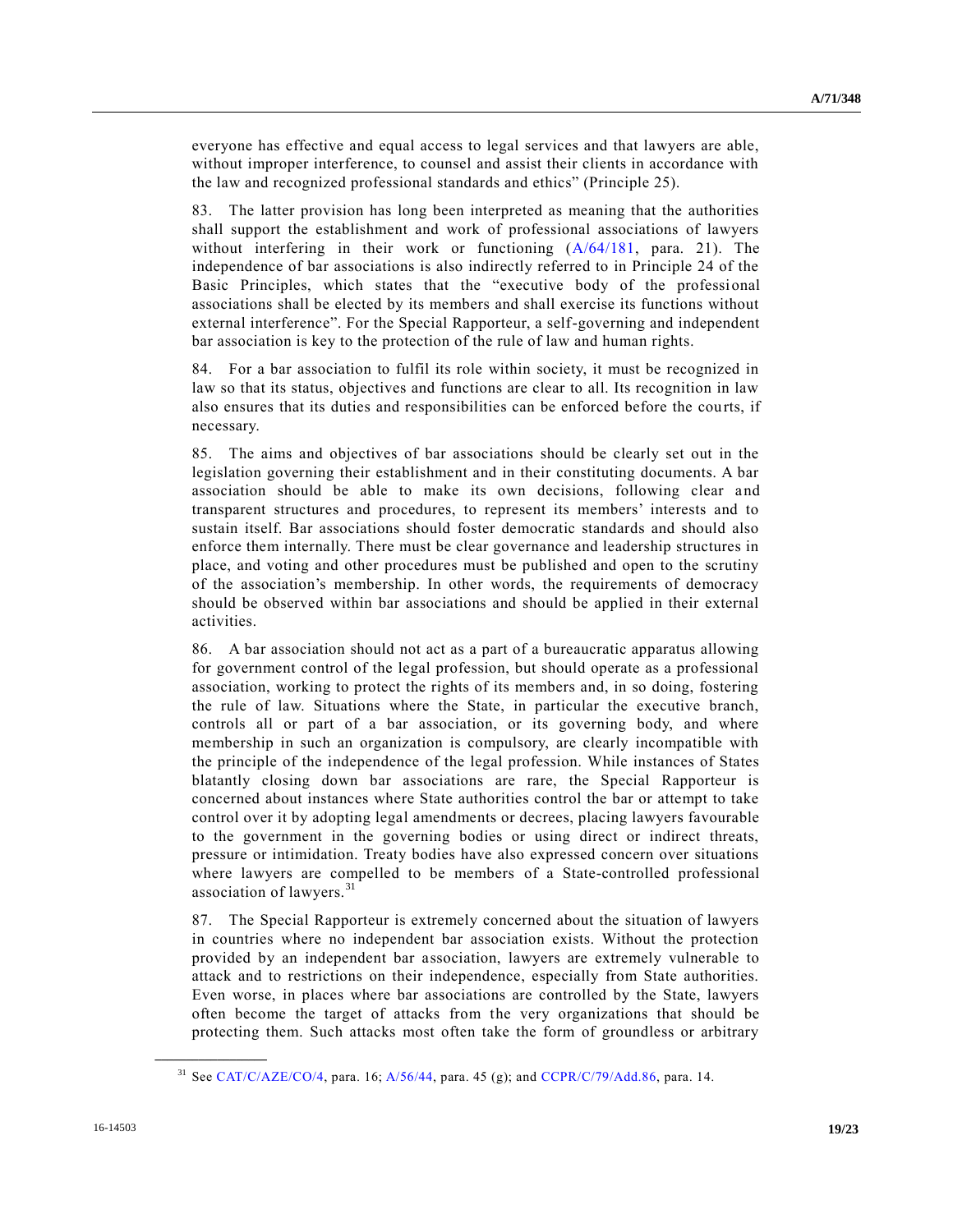everyone has effective and equal access to legal services and that lawyers are able, without improper interference, to counsel and assist their clients in accordance with the law and recognized professional standards and ethics" (Principle 25).

83. The latter provision has long been interpreted as meaning that the authorities shall support the establishment and work of professional associations of lawyers without interfering in their work or functioning (A/64/181, para. 21). The independence of bar associations is also indirectly referred to in Principle 24 of the Basic Principles, which states that the "executive body of the professional associations shall be elected by its members and shall exercise its functions without external interference". For the Special Rapporteur, a self-governing and independent bar association is key to the protection of the rule of law and human rights.

84. For a bar association to fulfil its role within society, it must be recognized in law so that its status, objectives and functions are clear to all. Its recognition in law also ensures that its duties and responsibilities can be enforced before the courts, if necessary.

85. The aims and objectives of bar associations should be clearly set out in the legislation governing their establishment and in their constituting documents. A bar association should be able to make its own decisions, following clear and transparent structures and procedures, to represent its members' interests and to sustain itself. Bar associations should foster democratic standards and should also enforce them internally. There must be clear governance and leadership structures in place, and voting and other procedures must be published and open to the scrutiny of the association's membership. In other words, the requirements of democracy should be observed within bar associations and should be applied in their external activities.

86. A bar association should not act as a part of a bureaucratic apparatus allowing for government control of the legal profession, but should operate as a professional association, working to protect the rights of its members and, in so doing, fostering the rule of law. Situations where the State, in particular the executive branch, controls all or part of a bar association, or its governing body, and where membership in such an organization is compulsory, are clearly incompatible with the principle of the independence of the legal profession. While instances of States blatantly closing down bar associations are rare, the Special Rapporteur is concerned about instances where State authorities control the bar or attempt to take control over it by adopting legal amendments or decrees, placing lawyers favourable to the government in the governing bodies or using direct or indirect threats, pressure or intimidation. Treaty bodies have also expressed concern over situations where lawyers are compelled to be members of a State-controlled professional association of lawyers.[31]

87. The Special Rapporteur is extremely concerned about the situation of lawyers in countries where no independent bar association exists. Without the protection provided by an independent bar association, lawyers are extremely vulnerable to attack and to restrictions on their independence, especially from State authorities. Even worse, in places where bar associations are controlled by the State, lawyers often become the target of attacks from the very organizations that should be protecting them. Such attacks most often take the form of groundless or arbitrary

[31] See CAT/C/AZE/CO/4, para. 16; A/56/44, para. 45 (g); and CCPR/C/79/Add.86, para. 14.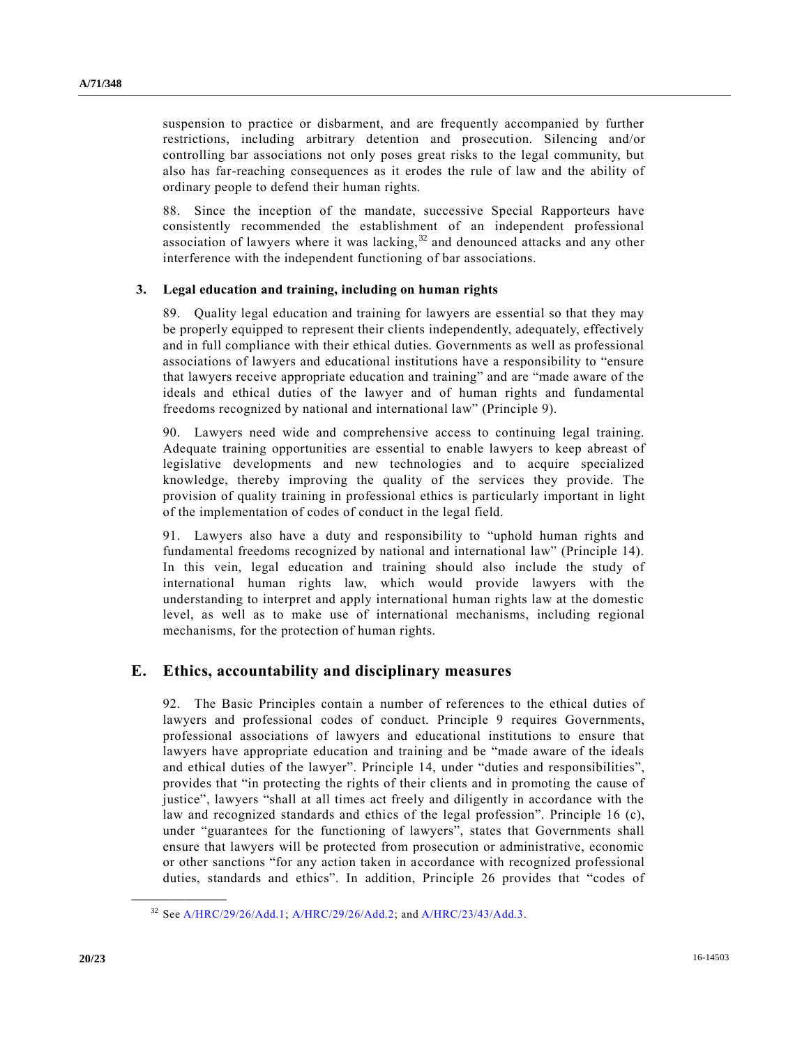suspension to practice or disbarment, and are frequently accompanied by further restrictions, including arbitrary detention and prosecution. Silencing and/or controlling bar associations not only poses great risks to the legal community, but also has far-reaching consequences as it erodes the rule of law and the ability of ordinary people to defend their human rights.

88. Since the inception of the mandate, successive Special Rapporteurs have consistently recommended the establishment of an independent professional association of lawyers where it was lacking,[32] and denounced attacks and any other interference with the independent functioning of bar associations.

### 3. Legal education and training, including on human rights

89. Quality legal education and training for lawyers are essential so that they may be properly equipped to represent their clients independently, adequately, effectively and in full compliance with their ethical duties. Governments as well as professional associations of lawyers and educational institutions have a responsibility to "ensure that lawyers receive appropriate education and training" and are "made aware of the ideals and ethical duties of the lawyer and of human rights and fundamental freedoms recognized by national and international law" (Principle 9).

90. Lawyers need wide and comprehensive access to continuing legal training. Adequate training opportunities are essential to enable lawyers to keep abreast of legislative developments and new technologies and to acquire specialized knowledge, thereby improving the quality of the services they provide. The provision of quality training in professional ethics is particularly important in light of the implementation of codes of conduct in the legal field.

91. Lawyers also have a duty and responsibility to "uphold human rights and fundamental freedoms recognized by national and international law" (Principle 14). In this vein, legal education and training should also include the study of international human rights law, which would provide lawyers with the understanding to interpret and apply international human rights law at the domestic level, as well as to make use of international mechanisms, including regional mechanisms, for the protection of human rights.

## E. Ethics, accountability and disciplinary measures

92. The Basic Principles contain a number of references to the ethical duties of lawyers and professional codes of conduct. Principle 9 requires Governments, professional associations of lawyers and educational institutions to ensure that lawyers have appropriate education and training and be "made aware of the ideals and ethical duties of the lawyer". Principle 14, under "duties and responsibilities", provides that "in protecting the rights of their clients and in promoting the cause of justice", lawyers "shall at all times act freely and diligently in accordance with the law and recognized standards and ethics of the legal profession". Principle 16 (c), under "guarantees for the functioning of lawyers", states that Governments shall ensure that lawyers will be protected from prosecution or administrative, economic or other sanctions "for any action taken in accordance with recognized professional duties, standards and ethics". In addition, Principle 26 provides that "codes of

---

[32] See A/HRC/29/26/Add.1; A/HRC/29/26/Add.2; and A/HRC/23/43/Add.3.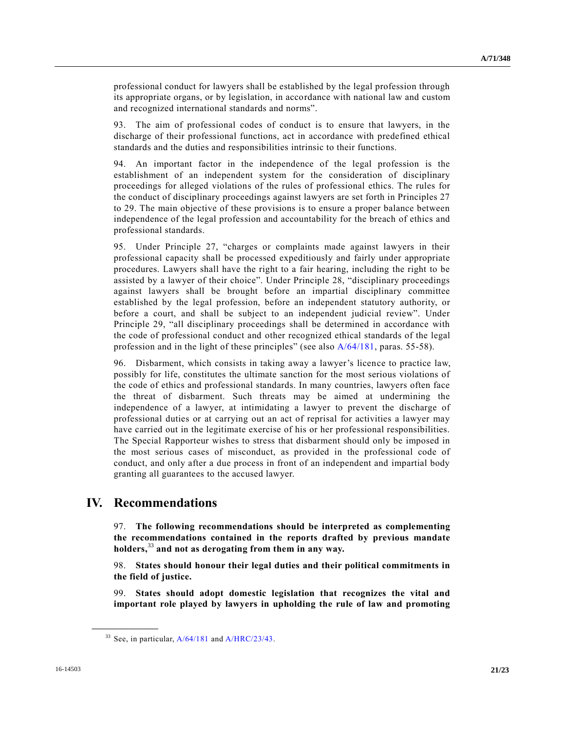professional conduct for lawyers shall be established by the legal profession through its appropriate organs, or by legislation, in accordance with national law and custom and recognized international standards and norms".

93. The aim of professional codes of conduct is to ensure that lawyers, in the discharge of their professional functions, act in accordance with predefined ethical standards and the duties and responsibilities intrinsic to their functions.

94. An important factor in the independence of the legal profession is the establishment of an independent system for the consideration of disciplinary proceedings for alleged violations of the rules of professional ethics. The rules for the conduct of disciplinary proceedings against lawyers are set forth in Principles 27 to 29. The main objective of these provisions is to ensure a proper balance between independence of the legal profession and accountability for the breach of ethics and professional standards.

95. Under Principle 27, "charges or complaints made against lawyers in their professional capacity shall be processed expeditiously and fairly under appropriate procedures. Lawyers shall have the right to a fair hearing, including the right to be assisted by a lawyer of their choice". Under Principle 28, "disciplinary proceedings against lawyers shall be brought before an impartial disciplinary committee established by the legal profession, before an independent statutory authority, or before a court, and shall be subject to an independent judicial review". Under Principle 29, "all disciplinary proceedings shall be determined in accordance with the code of professional conduct and other recognized ethical standards of the legal profession and in the light of these principles" (see also A/64/181, paras. 55-58).

96. Disbarment, which consists in taking away a lawyer's licence to practice law, possibly for life, constitutes the ultimate sanction for the most serious violations of the code of ethics and professional standards. In many countries, lawyers often face the threat of disbarment. Such threats may be aimed at undermining the independence of a lawyer, at intimidating a lawyer to prevent the discharge of professional duties or at carrying out an act of reprisal for activities a lawyer may have carried out in the legitimate exercise of his or her professional responsibilities. The Special Rapporteur wishes to stress that disbarment should only be imposed in the most serious cases of misconduct, as provided in the professional code of conduct, and only after a due process in front of an independent and impartial body granting all guarantees to the accused lawyer.

# IV. Recommendations

97. **The following recommendations should be interpreted as complementing the recommendations contained in the reports drafted by previous mandate holders,[33] and not as derogating from them in any way.**

98. **States should honour their legal duties and their political commitments in the field of justice.**

99. **States should adopt domestic legislation that recognizes the vital and important role played by lawyers in upholding the rule of law and promoting**

[33] See, in particular, A/64/181 and A/HRC/23/43.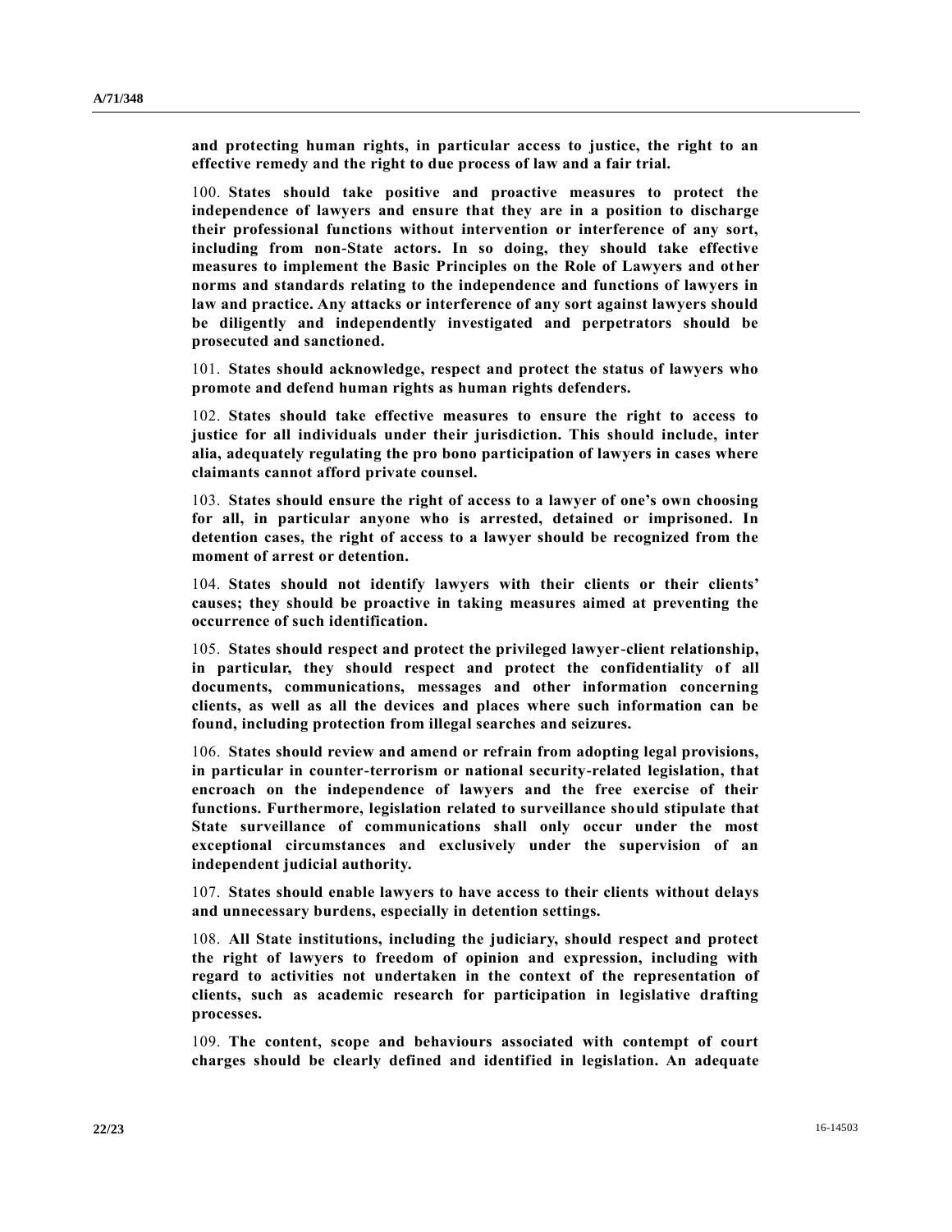**and protecting human rights, in particular access to justice, the right to an effective remedy and the right to due process of law and a fair trial.**

100. **States should take positive and proactive measures to protect the independence of lawyers and ensure that they are in a position to discharge their professional functions without intervention or interference of any sort, including from non-State actors. In so doing, they should take effective measures to implement the Basic Principles on the Role of Lawyers and other norms and standards relating to the independence and functions of lawyers in law and practice. Any attacks or interference of any sort against lawyers should be diligently and independently investigated and perpetrators should be prosecuted and sanctioned.**

101. **States should acknowledge, respect and protect the status of lawyers who promote and defend human rights as human rights defenders.**

102. **States should take effective measures to ensure the right to access to justice for all individuals under their jurisdiction. This should include, inter alia, adequately regulating the pro bono participation of lawyers in cases where claimants cannot afford private counsel.**

103. **States should ensure the right of access to a lawyer of one's own choosing for all, in particular anyone who is arrested, detained or imprisoned. In detention cases, the right of access to a lawyer should be recognized from the moment of arrest or detention.**

104. **States should not identify lawyers with their clients or their clients' causes; they should be proactive in taking measures aimed at preventing the occurrence of such identification.**

105. **States should respect and protect the privileged lawyer-client relationship, in particular, they should respect and protect the confidentiality of all documents, communications, messages and other information concerning clients, as well as all the devices and places where such information can be found, including protection from illegal searches and seizures.**

106. **States should review and amend or refrain from adopting legal provisions, in particular in counter-terrorism or national security-related legislation, that encroach on the independence of lawyers and the free exercise of their functions. Furthermore, legislation related to surveillance should stipulate that State surveillance of communications shall only occur under the most exceptional circumstances and exclusively under the supervision of an independent judicial authority.**

107. **States should enable lawyers to have access to their clients without delays and unnecessary burdens, especially in detention settings.**

108. **All State institutions, including the judiciary, should respect and protect the right of lawyers to freedom of opinion and expression, including with regard to activities not undertaken in the context of the representation of clients, such as academic research for participation in legislative drafting processes.**

109. **The content, scope and behaviours associated with contempt of court charges should be clearly defined and identified in legislation. An adequate**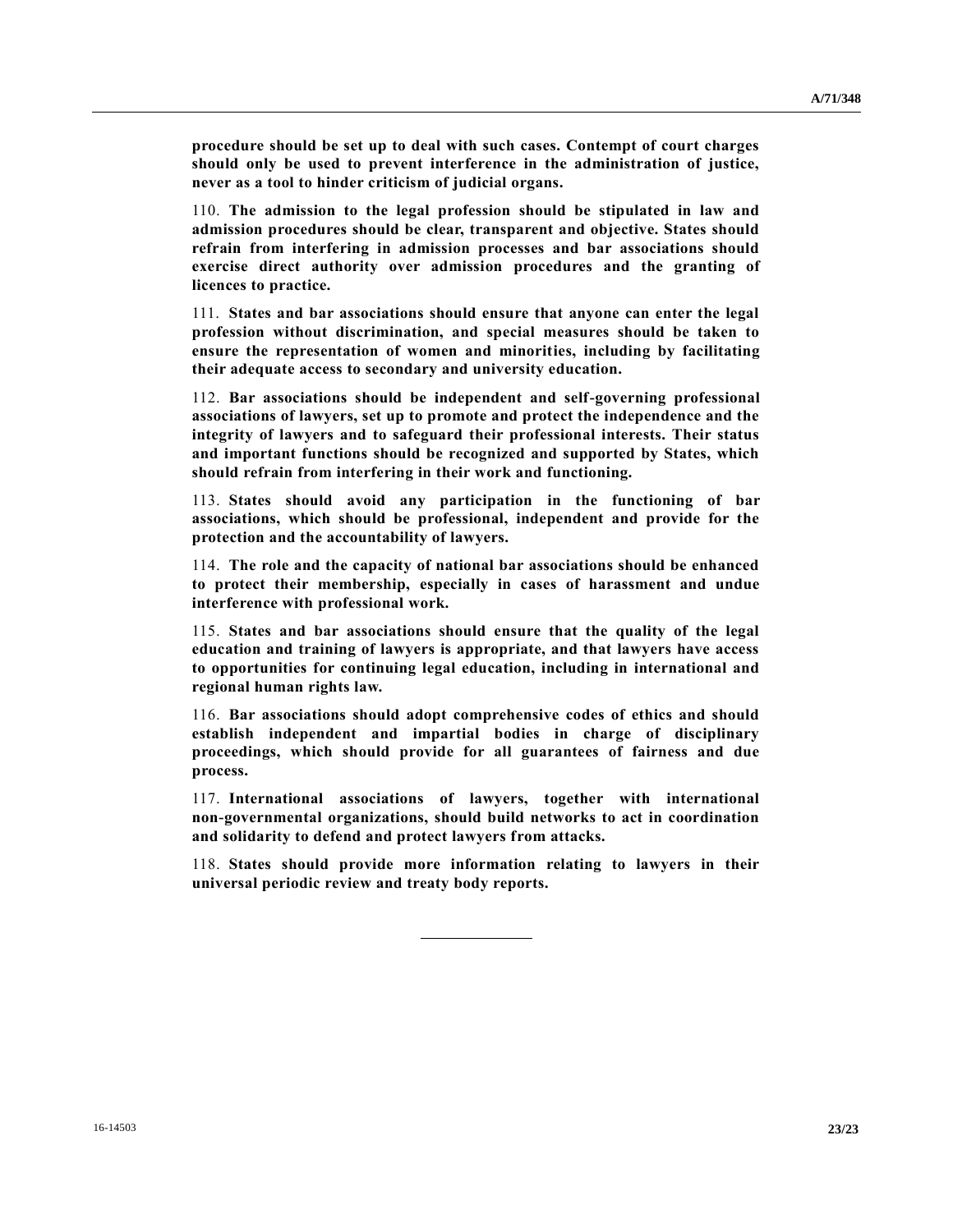**procedure should be set up to deal with such cases. Contempt of court charges should only be used to prevent interference in the administration of justice, never as a tool to hinder criticism of judicial organs.**

110. **The admission to the legal profession should be stipulated in law and admission procedures should be clear, transparent and objective. States should refrain from interfering in admission processes and bar associations should exercise direct authority over admission procedures and the granting of licences to practice.**

111. **States and bar associations should ensure that anyone can enter the legal profession without discrimination, and special measures should be taken to ensure the representation of women and minorities, including by facilitating their adequate access to secondary and university education.**

112. **Bar associations should be independent and self-governing professional associations of lawyers, set up to promote and protect the independence and the integrity of lawyers and to safeguard their professional interests. Their status and important functions should be recognized and supported by States, which should refrain from interfering in their work and functioning.**

113. **States should avoid any participation in the functioning of bar associations, which should be professional, independent and provide for the protection and the accountability of lawyers.**

114. **The role and the capacity of national bar associations should be enhanced to protect their membership, especially in cases of harassment and undue interference with professional work.**

115. **States and bar associations should ensure that the quality of the legal education and training of lawyers is appropriate, and that lawyers have access to opportunities for continuing legal education, including in international and regional human rights law.**

116. **Bar associations should adopt comprehensive codes of ethics and should establish independent and impartial bodies in charge of disciplinary proceedings, which should provide for all guarantees of fairness and due process.**

117. **International associations of lawyers, together with international non-governmental organizations, should build networks to act in coordination and solidarity to defend and protect lawyers from attacks.**

118. **States should provide more information relating to lawyers in their universal periodic review and treaty body reports.**